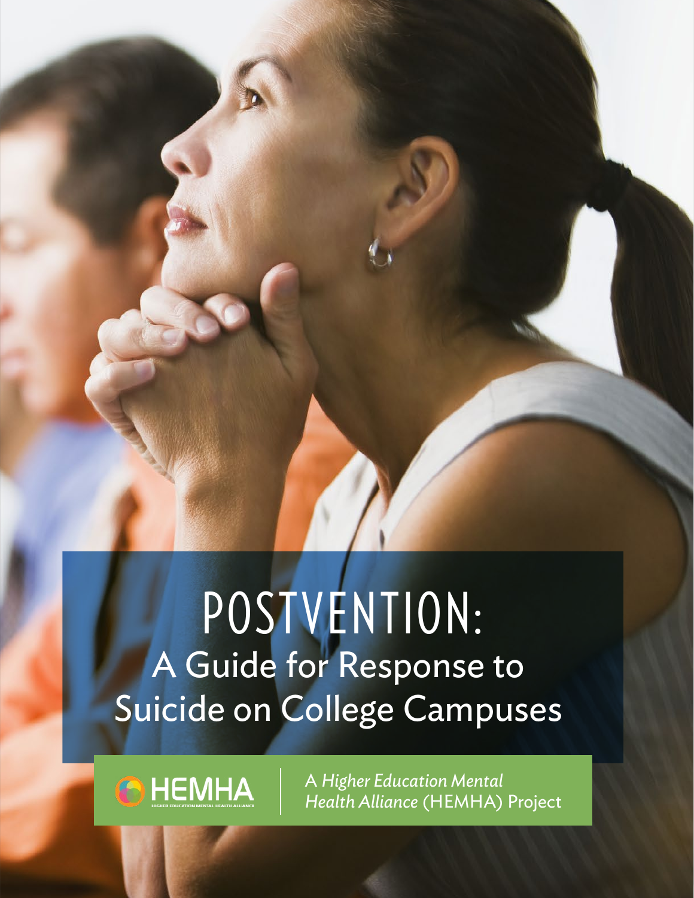# POSTVENTION:

## A Guide for Response to Suicide on College Campuses

HEMHA

HIGHER EDUCATION MENTAL HEALTH ALLIANCE

A *Higher Education Mental Health Alliance* (HEMHA) Project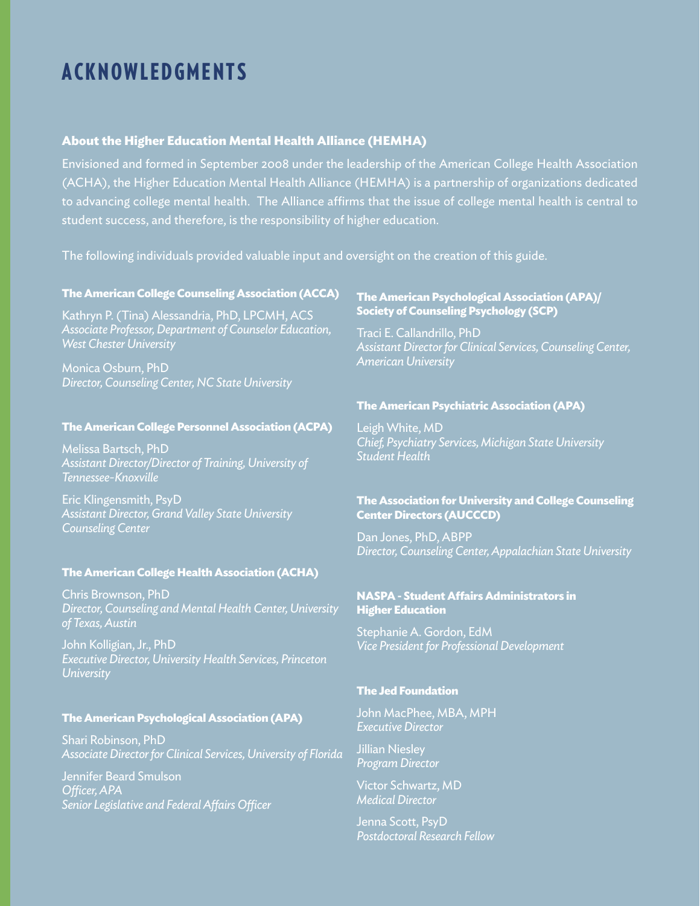# ACKNOWLEDGMENTS

**About the Higher Education Mental Health Alliance (HEMHA)**

Envisioned and formed in September 2008 under the leadership of the American College Health Association (ACHA), the Higher Education Mental Health Alliance (HEMHA) is a partnership of organizations dedicated to advancing college mental health. The Alliance affirms that the issue of college mental health is central to student success, and therefore, is the responsibility of higher education.

The following individuals provided valuable input and oversight on the creation of this guide.

**The American College Counseling Association (ACCA)**

Kathryn P. (Tina) Alessandria, PhD, LPCMH, ACS
*Associate Professor, Department of Counselor Education, West Chester University*

Monica Osburn, PhD
*Director, Counseling Center, NC State University*

**The American College Personnel Association (ACPA)**

Melissa Bartsch, PhD
*Assistant Director/Director of Training, University of Tennessee-Knoxville*

Eric Klingensmith, PsyD
*Assistant Director, Grand Valley State University Counseling Center*

**The American College Health Association (ACHA)**

Chris Brownson, PhD
*Director, Counseling and Mental Health Center, University of Texas, Austin*

John Kolligian, Jr., PhD
*Executive Director, University Health Services, Princeton University*

**The American Psychological Association (APA)**

Shari Robinson, PhD
*Associate Director for Clinical Services, University of Florida*

Jennifer Beard Smulson
*Officer, APA*
*Senior Legislative and Federal Affairs Officer*

**The American Psychological Association (APA)/ Society of Counseling Psychology (SCP)**

Traci E. Callandrillo, PhD
*Assistant Director for Clinical Services, Counseling Center, American University*

**The American Psychiatric Association (APA)**

Leigh White, MD
*Chief, Psychiatry Services, Michigan State University Student Health*

**The Association for University and College Counseling Center Directors (AUCCCD)**

Dan Jones, PhD, ABPP
*Director, Counseling Center, Appalachian State University*

**NASPA - Student Affairs Administrators in Higher Education**

Stephanie A. Gordon, EdM
*Vice President for Professional Development*

**The Jed Foundation**

John MacPhee, MBA, MPH
*Executive Director*

Jillian Niesley
*Program Director*

Victor Schwartz, MD
*Medical Director*

Jenna Scott, PsyD
*Postdoctoral Research Fellow*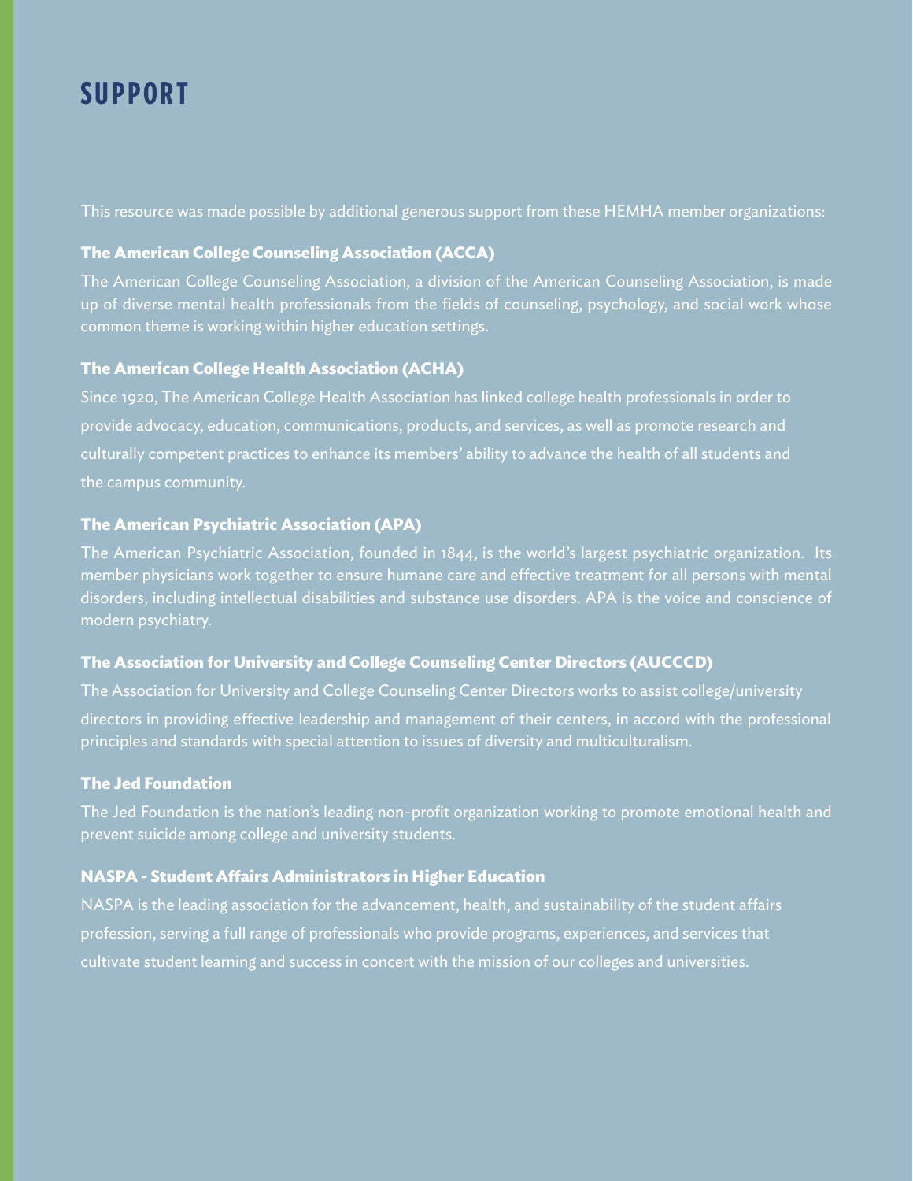# SUPPORT

This resource was made possible by additional generous support from these HEMHA member organizations:

### The American College Counseling Association (ACCA)

The American College Counseling Association, a division of the American Counseling Association, is made up of diverse mental health professionals from the fields of counseling, psychology, and social work whose common theme is working within higher education settings.

### The American College Health Association (ACHA)

Since 1920, The American College Health Association has linked college health professionals in order to provide advocacy, education, communications, products, and services, as well as promote research and culturally competent practices to enhance its members' ability to advance the health of all students and the campus community.

### The American Psychiatric Association (APA)

The American Psychiatric Association, founded in 1844, is the world's largest psychiatric organization. Its member physicians work together to ensure humane care and effective treatment for all persons with mental disorders, including intellectual disabilities and substance use disorders. APA is the voice and conscience of modern psychiatry.

### The Association for University and College Counseling Center Directors (AUCCCD)

The Association for University and College Counseling Center Directors works to assist college/university directors in providing effective leadership and management of their centers, in accord with the professional principles and standards with special attention to issues of diversity and multiculturalism.

### The Jed Foundation

The Jed Foundation is the nation's leading non-profit organization working to promote emotional health and prevent suicide among college and university students.

### NASPA - Student Affairs Administrators in Higher Education

NASPA is the leading association for the advancement, health, and sustainability of the student affairs profession, serving a full range of professionals who provide programs, experiences, and services that cultivate student learning and success in concert with the mission of our colleges and universities.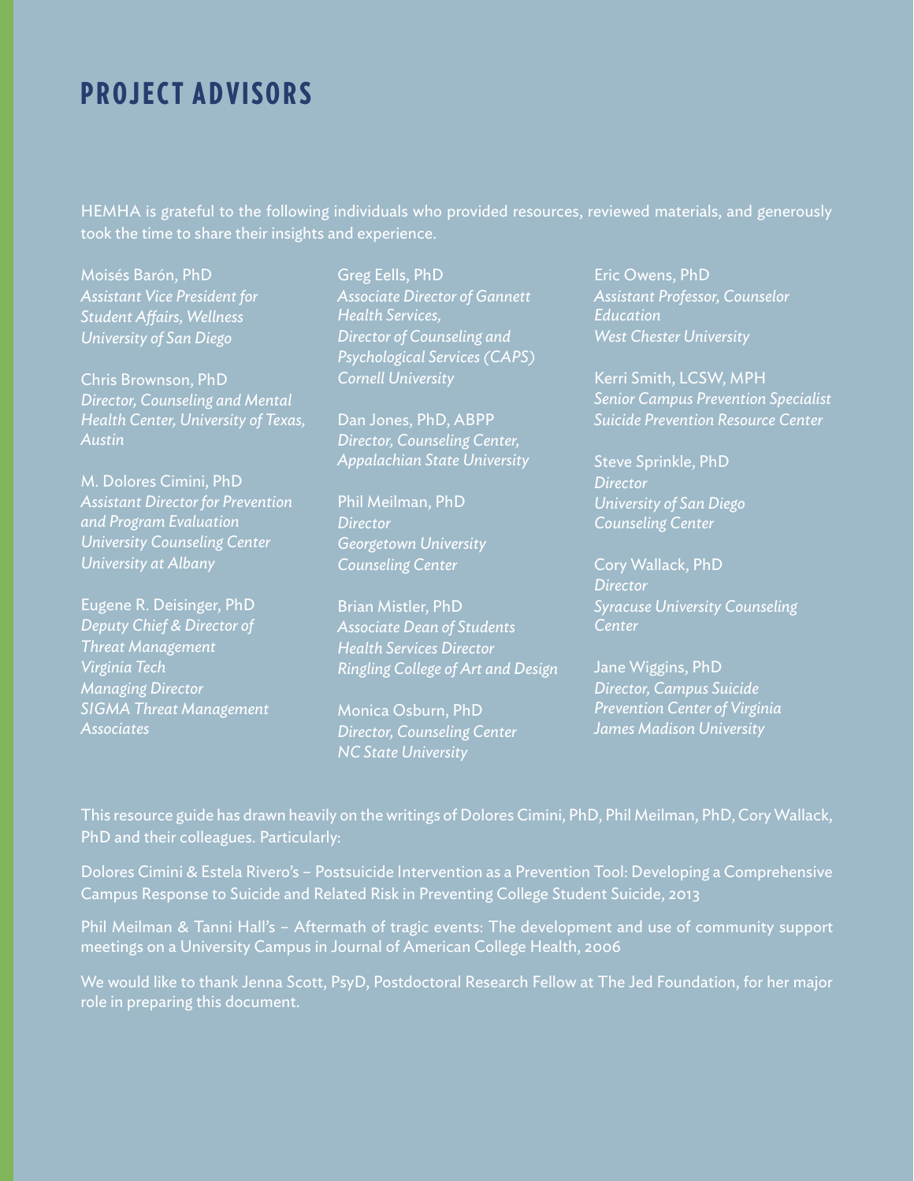# PROJECT ADVISORS

HEMHA is grateful to the following individuals who provided resources, reviewed materials, and generously took the time to share their insights and experience.

Moisés Barón, PhD
*Assistant Vice President for Student Affairs, Wellness*
*University of San Diego*

Chris Brownson, PhD
*Director, Counseling and Mental Health Center, University of Texas, Austin*

M. Dolores Cimini, PhD
*Assistant Director for Prevention and Program Evaluation*
*University Counseling Center*
*University at Albany*

Eugene R. Deisinger, PhD
*Deputy Chief & Director of Threat Management*
*Virginia Tech*
*Managing Director*
*SIGMA Threat Management Associates*

Greg Eells, PhD
*Associate Director of Gannett Health Services,*
*Director of Counseling and Psychological Services (CAPS)*
*Cornell University*

Dan Jones, PhD, ABPP
*Director, Counseling Center, Appalachian State University*

Phil Meilman, PhD
*Director*
*Georgetown University Counseling Center*

Brian Mistler, PhD
*Associate Dean of Students*
*Health Services Director*
*Ringling College of Art and Design*

Monica Osburn, PhD
*Director, Counseling Center*
*NC State University*

Eric Owens, PhD
*Assistant Professor, Counselor Education*
*West Chester University*

Kerri Smith, LCSW, MPH
*Senior Campus Prevention Specialist*
*Suicide Prevention Resource Center*

Steve Sprinkle, PhD
*Director*
*University of San Diego Counseling Center*

Cory Wallack, PhD
*Director*
*Syracuse University Counseling Center*

Jane Wiggins, PhD
*Director, Campus Suicide Prevention Center of Virginia*
*James Madison University*

This resource guide has drawn heavily on the writings of Dolores Cimini, PhD, Phil Meilman, PhD, Cory Wallack, PhD and their colleagues. Particularly:

Dolores Cimini & Estela Rivero's – Postsuicide Intervention as a Prevention Tool: Developing a Comprehensive Campus Response to Suicide and Related Risk in Preventing College Student Suicide, 2013

Phil Meilman & Tanni Hall's – Aftermath of tragic events: The development and use of community support meetings on a University Campus in Journal of American College Health, 2006

We would like to thank Jenna Scott, PsyD, Postdoctoral Research Fellow at The Jed Foundation, for her major role in preparing this document.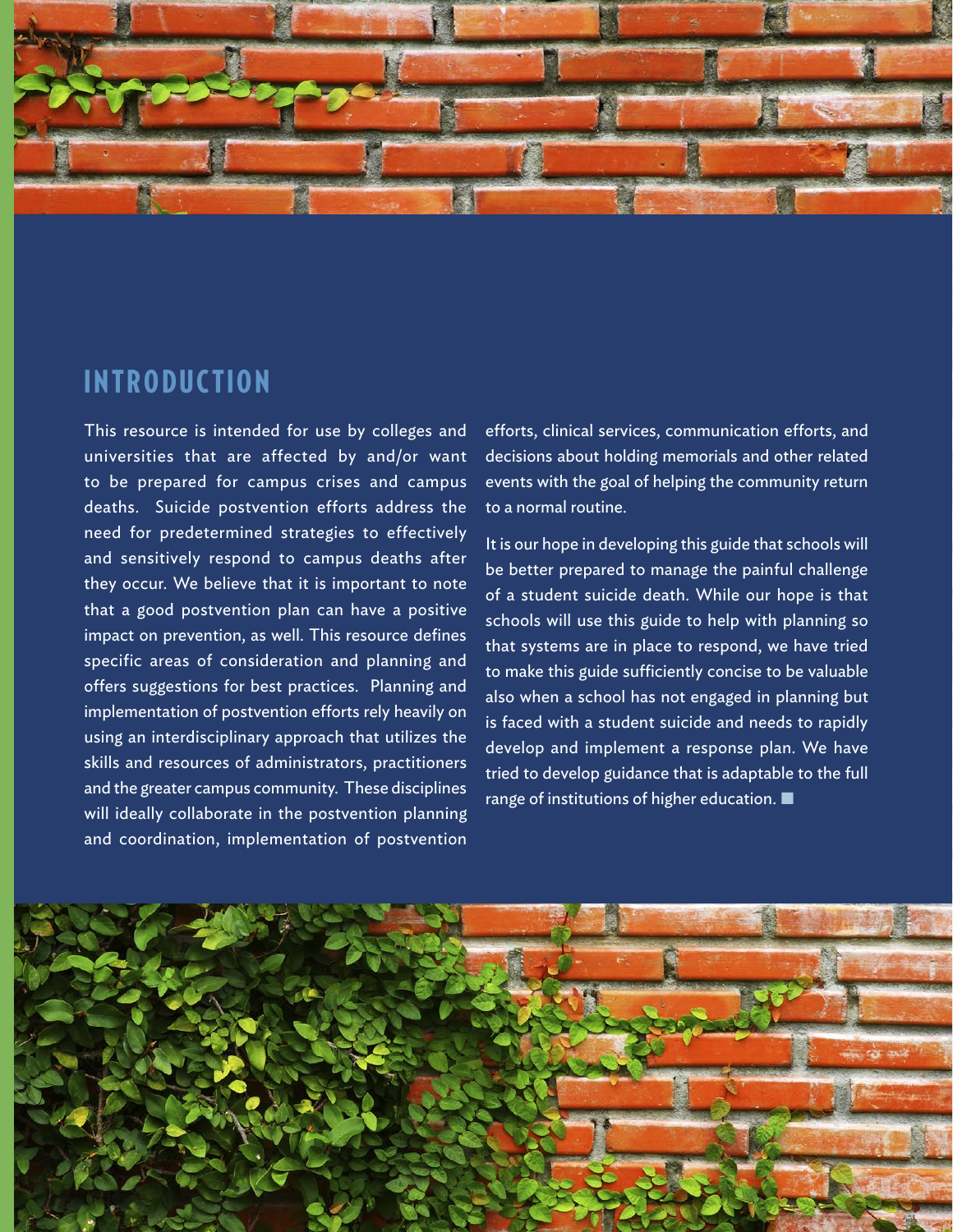## INTRODUCTION

This resource is intended for use by colleges and universities that are affected by and/or want to be prepared for campus crises and campus deaths. Suicide postvention efforts address the need for predetermined strategies to effectively and sensitively respond to campus deaths after they occur. We believe that it is important to note that a good postvention plan can have a positive impact on prevention, as well. This resource defines specific areas of consideration and planning and offers suggestions for best practices. Planning and implementation of postvention efforts rely heavily on using an interdisciplinary approach that utilizes the skills and resources of administrators, practitioners and the greater campus community. These disciplines will ideally collaborate in the postvention planning and coordination, implementation of postvention efforts, clinical services, communication efforts, and decisions about holding memorials and other related events with the goal of helping the community return to a normal routine.

It is our hope in developing this guide that schools will be better prepared to manage the painful challenge of a student suicide death. While our hope is that schools will use this guide to help with planning so that systems are in place to respond, we have tried to make this guide sufficiently concise to be valuable also when a school has not engaged in planning but is faced with a student suicide and needs to rapidly develop and implement a response plan. We have tried to develop guidance that is adaptable to the full range of institutions of higher education.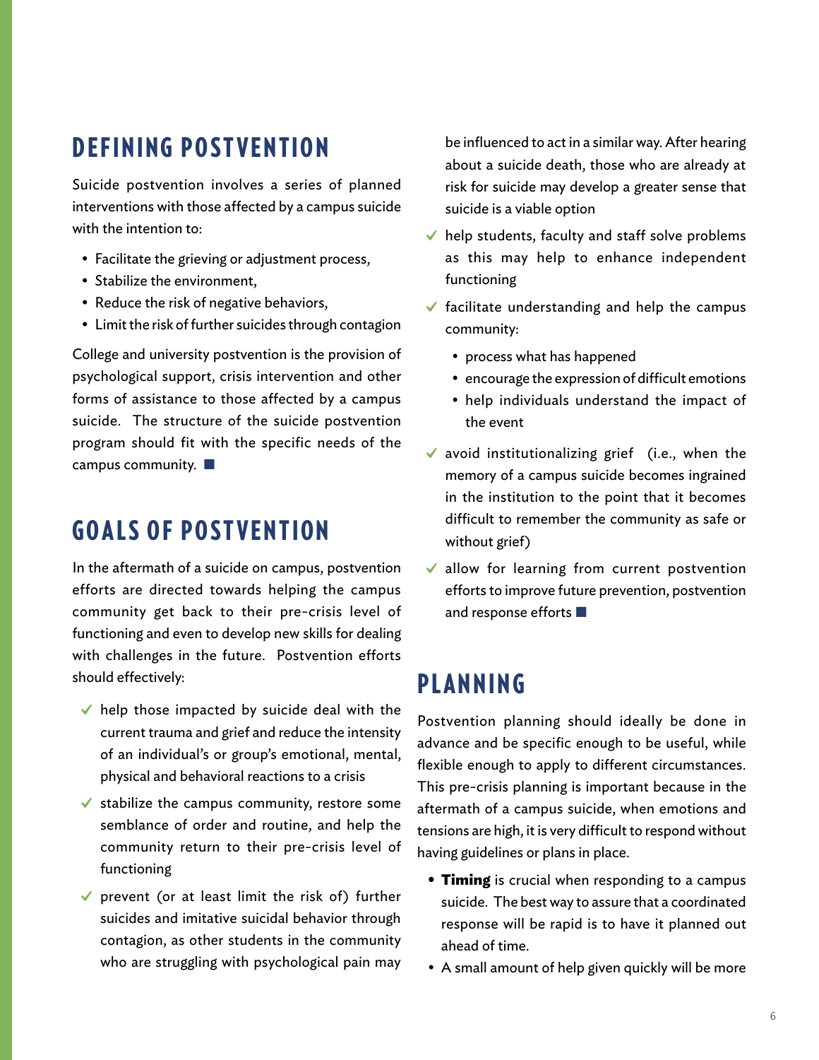## DEFINING POSTVENTION

Suicide postvention involves a series of planned interventions with those affected by a campus suicide with the intention to:

- Facilitate the grieving or adjustment process,
- Stabilize the environment,
- Reduce the risk of negative behaviors,
- Limit the risk of further suicides through contagion

College and university postvention is the provision of psychological support, crisis intervention and other forms of assistance to those affected by a campus suicide. The structure of the suicide postvention program should fit with the specific needs of the campus community. ■

## GOALS OF POSTVENTION

In the aftermath of a suicide on campus, postvention efforts are directed towards helping the campus community get back to their pre-crisis level of functioning and even to develop new skills for dealing with challenges in the future. Postvention efforts should effectively:

- ✓ help those impacted by suicide deal with the current trauma and grief and reduce the intensity of an individual's or group's emotional, mental, physical and behavioral reactions to a crisis
- ✓ stabilize the campus community, restore some semblance of order and routine, and help the community return to their pre-crisis level of functioning
- ✓ prevent (or at least limit the risk of) further suicides and imitative suicidal behavior through contagion, as other students in the community who are struggling with psychological pain may be influenced to act in a similar way. After hearing about a suicide death, those who are already at risk for suicide may develop a greater sense that suicide is a viable option
- ✓ help students, faculty and staff solve problems as this may help to enhance independent functioning
- ✓ facilitate understanding and help the campus community:
  - process what has happened
  - encourage the expression of difficult emotions
  - help individuals understand the impact of the event
- ✓ avoid institutionalizing grief (i.e., when the memory of a campus suicide becomes ingrained in the institution to the point that it becomes difficult to remember the community as safe or without grief)
- ✓ allow for learning from current postvention efforts to improve future prevention, postvention and response efforts ■

## PLANNING

Postvention planning should ideally be done in advance and be specific enough to be useful, while flexible enough to apply to different circumstances. This pre-crisis planning is important because in the aftermath of a campus suicide, when emotions and tensions are high, it is very difficult to respond without having guidelines or plans in place.

- **Timing** is crucial when responding to a campus suicide. The best way to assure that a coordinated response will be rapid is to have it planned out ahead of time.
- A small amount of help given quickly will be more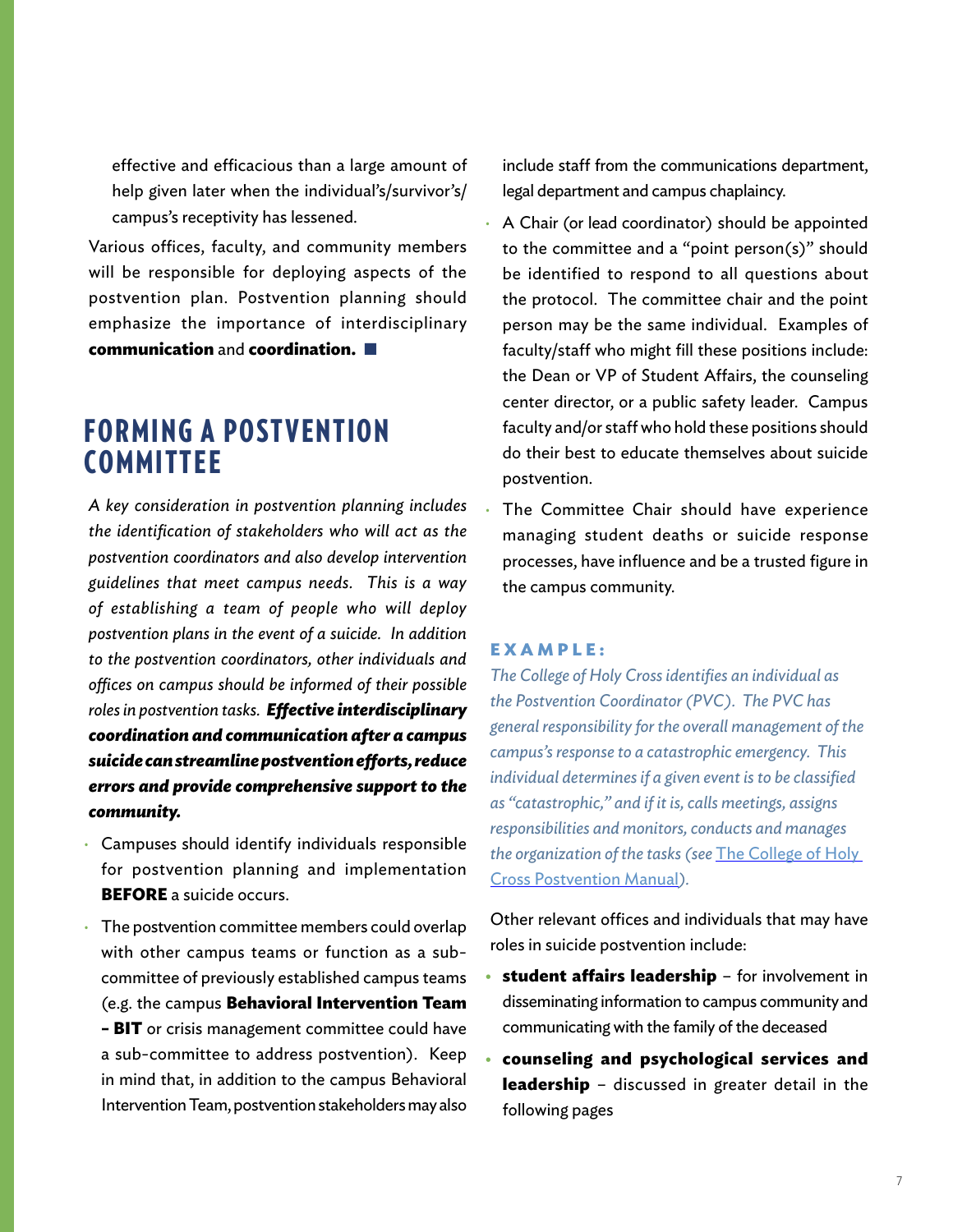effective and efficacious than a large amount of help given later when the individual's/survivor's/campus's receptivity has lessened.

Various offices, faculty, and community members will be responsible for deploying aspects of the postvention plan. Postvention planning should emphasize the importance of interdisciplinary **communication** and **coordination.** ■

## FORMING A POSTVENTION COMMITTEE

*A key consideration in postvention planning includes the identification of stakeholders who will act as the postvention coordinators and also develop intervention guidelines that meet campus needs. This is a way of establishing a team of people who will deploy postvention plans in the event of a suicide. In addition to the postvention coordinators, other individuals and offices on campus should be informed of their possible roles in postvention tasks.* ***Effective interdisciplinary coordination and communication after a campus suicide can streamline postvention efforts, reduce errors and provide comprehensive support to the community.***

- Campuses should identify individuals responsible for postvention planning and implementation **BEFORE** a suicide occurs.
- The postvention committee members could overlap with other campus teams or function as a sub-committee of previously established campus teams (e.g. the campus **Behavioral Intervention Team – BIT** or crisis management committee could have a sub-committee to address postvention). Keep in mind that, in addition to the campus Behavioral Intervention Team, postvention stakeholders may also include staff from the communications department, legal department and campus chaplaincy.
- A Chair (or lead coordinator) should be appointed to the committee and a "point person(s)" should be identified to respond to all questions about the protocol. The committee chair and the point person may be the same individual. Examples of faculty/staff who might fill these positions include: the Dean or VP of Student Affairs, the counseling center director, or a public safety leader. Campus faculty and/or staff who hold these positions should do their best to educate themselves about suicide postvention.
- The Committee Chair should have experience managing student deaths or suicide response processes, have influence and be a trusted figure in the campus community.

**EXAMPLE:**

*The College of Holy Cross identifies an individual as the Postvention Coordinator (PVC). The PVC has general responsibility for the overall management of the campus's response to a catastrophic emergency. This individual determines if a given event is to be classified as "catastrophic," and if it is, calls meetings, assigns responsibilities and monitors, conducts and manages the organization of the tasks (see The College of Holy Cross Postvention Manual).*

Other relevant offices and individuals that may have roles in suicide postvention include:

- **student affairs leadership** – for involvement in disseminating information to campus community and communicating with the family of the deceased
- **counseling and psychological services and leadership** – discussed in greater detail in the following pages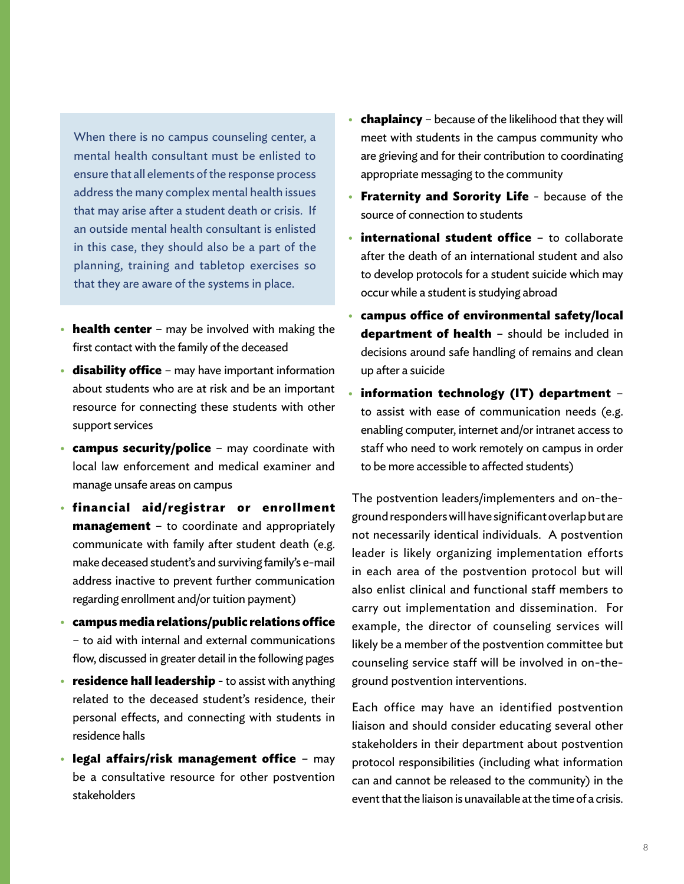When there is no campus counseling center, a mental health consultant must be enlisted to ensure that all elements of the response process address the many complex mental health issues that may arise after a student death or crisis. If an outside mental health consultant is enlisted in this case, they should also be a part of the planning, training and tabletop exercises so that they are aware of the systems in place.

- **health center** – may be involved with making the first contact with the family of the deceased
- **disability office** – may have important information about students who are at risk and be an important resource for connecting these students with other support services
- **campus security/police** – may coordinate with local law enforcement and medical examiner and manage unsafe areas on campus
- **financial aid/registrar or enrollment management** – to coordinate and appropriately communicate with family after student death (e.g. make deceased student's and surviving family's e-mail address inactive to prevent further communication regarding enrollment and/or tuition payment)
- **campus media relations/public relations office** – to aid with internal and external communications flow, discussed in greater detail in the following pages
- **residence hall leadership** - to assist with anything related to the deceased student's residence, their personal effects, and connecting with students in residence halls
- **legal affairs/risk management office** – may be a consultative resource for other postvention stakeholders
- **chaplaincy** – because of the likelihood that they will meet with students in the campus community who are grieving and for their contribution to coordinating appropriate messaging to the community
- **Fraternity and Sorority Life** - because of the source of connection to students
- **international student office** – to collaborate after the death of an international student and also to develop protocols for a student suicide which may occur while a student is studying abroad
- **campus office of environmental safety/local department of health** – should be included in decisions around safe handling of remains and clean up after a suicide
- **information technology (IT) department** – to assist with ease of communication needs (e.g. enabling computer, internet and/or intranet access to staff who need to work remotely on campus in order to be more accessible to affected students)

The postvention leaders/implementers and on-the-ground responders will have significant overlap but are not necessarily identical individuals. A postvention leader is likely organizing implementation efforts in each area of the postvention protocol but will also enlist clinical and functional staff members to carry out implementation and dissemination. For example, the director of counseling services will likely be a member of the postvention committee but counseling service staff will be involved in on-the-ground postvention interventions.

Each office may have an identified postvention liaison and should consider educating several other stakeholders in their department about postvention protocol responsibilities (including what information can and cannot be released to the community) in the event that the liaison is unavailable at the time of a crisis.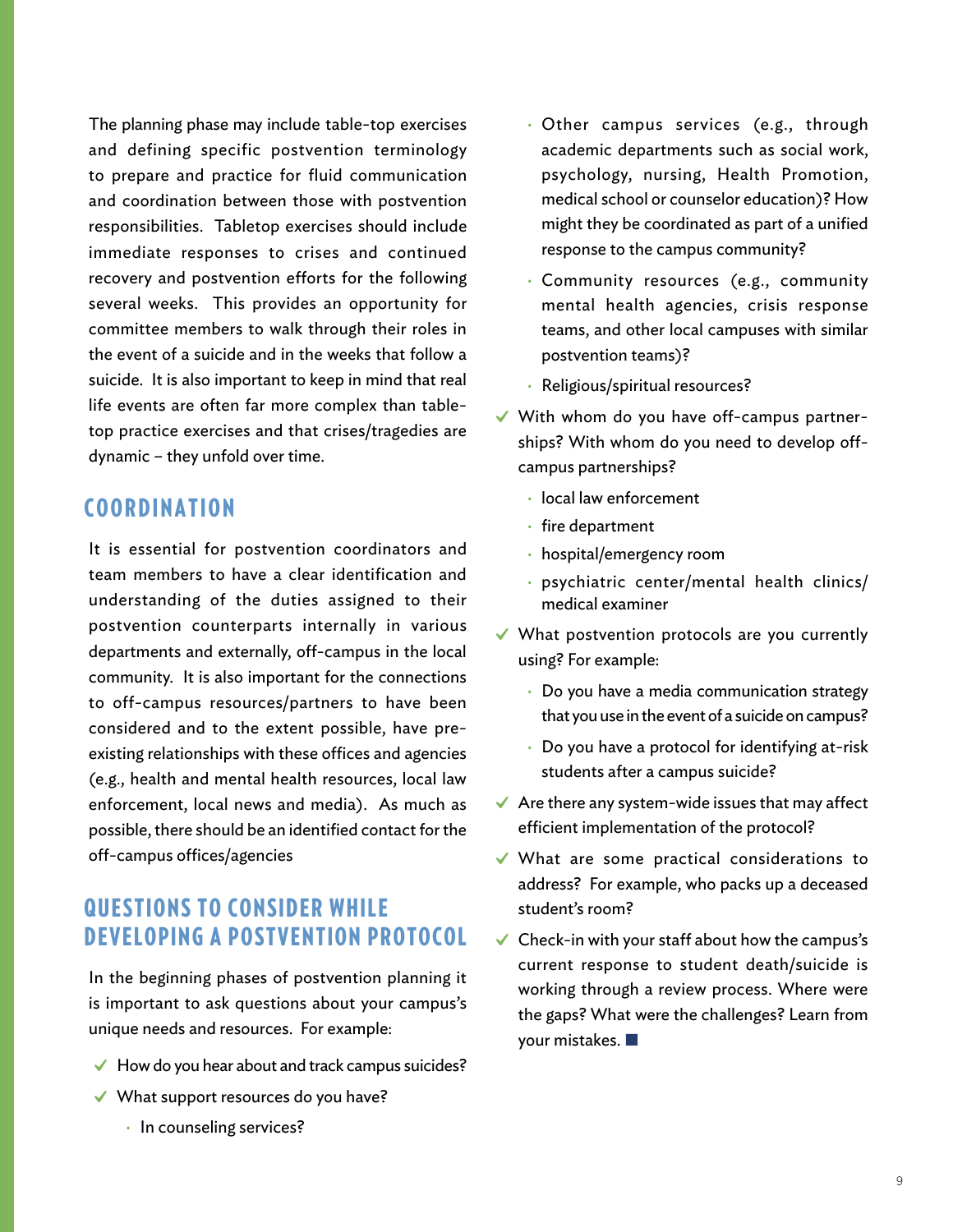The planning phase may include table-top exercises and defining specific postvention terminology to prepare and practice for fluid communication and coordination between those with postvention responsibilities. Tabletop exercises should include immediate responses to crises and continued recovery and postvention efforts for the following several weeks. This provides an opportunity for committee members to walk through their roles in the event of a suicide and in the weeks that follow a suicide. It is also important to keep in mind that real life events are often far more complex than table-top practice exercises and that crises/tragedies are dynamic – they unfold over time.

## COORDINATION

It is essential for postvention coordinators and team members to have a clear identification and understanding of the duties assigned to their postvention counterparts internally in various departments and externally, off-campus in the local community. It is also important for the connections to off-campus resources/partners to have been considered and to the extent possible, have pre-existing relationships with these offices and agencies (e.g., health and mental health resources, local law enforcement, local news and media). As much as possible, there should be an identified contact for the off-campus offices/agencies

## QUESTIONS TO CONSIDER WHILE DEVELOPING A POSTVENTION PROTOCOL

In the beginning phases of postvention planning it is important to ask questions about your campus's unique needs and resources. For example:

- ✓ How do you hear about and track campus suicides?
- ✓ What support resources do you have?
  - In counseling services?
  - Other campus services (e.g., through academic departments such as social work, psychology, nursing, Health Promotion, medical school or counselor education)? How might they be coordinated as part of a unified response to the campus community?
  - Community resources (e.g., community mental health agencies, crisis response teams, and other local campuses with similar postvention teams)?
  - Religious/spiritual resources?
- ✓ With whom do you have off-campus partnerships? With whom do you need to develop off-campus partnerships?
  - local law enforcement
  - fire department
  - hospital/emergency room
  - psychiatric center/mental health clinics/ medical examiner
- ✓ What postvention protocols are you currently using? For example:
  - Do you have a media communication strategy that you use in the event of a suicide on campus?
  - Do you have a protocol for identifying at-risk students after a campus suicide?
- ✓ Are there any system-wide issues that may affect efficient implementation of the protocol?
- ✓ What are some practical considerations to address? For example, who packs up a deceased student's room?
- ✓ Check-in with your staff about how the campus's current response to student death/suicide is working through a review process. Where were the gaps? What were the challenges? Learn from your mistakes. ■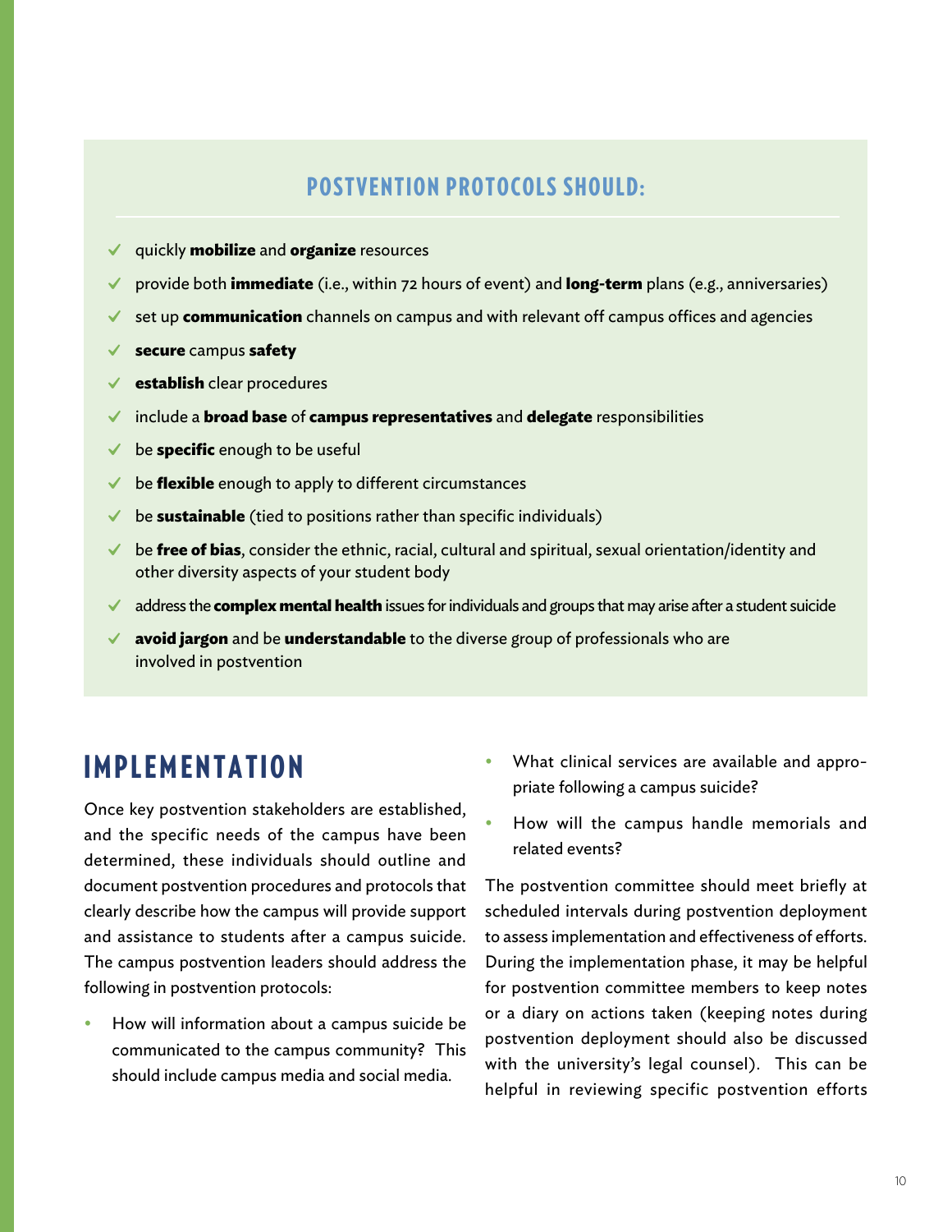## POSTVENTION PROTOCOLS SHOULD:

- ✓ quickly **mobilize** and **organize** resources
- ✓ provide both **immediate** (i.e., within 72 hours of event) and **long-term** plans (e.g., anniversaries)
- ✓ set up **communication** channels on campus and with relevant off campus offices and agencies
- ✓ **secure** campus **safety**
- ✓ **establish** clear procedures
- ✓ include a **broad base** of **campus representatives** and **delegate** responsibilities
- ✓ be **specific** enough to be useful
- ✓ be **flexible** enough to apply to different circumstances
- ✓ be **sustainable** (tied to positions rather than specific individuals)
- ✓ be **free of bias**, consider the ethnic, racial, cultural and spiritual, sexual orientation/identity and other diversity aspects of your student body
- ✓ address the **complex mental health** issues for individuals and groups that may arise after a student suicide
- ✓ **avoid jargon** and be **understandable** to the diverse group of professionals who are involved in postvention

# IMPLEMENTATION

Once key postvention stakeholders are established, and the specific needs of the campus have been determined, these individuals should outline and document postvention procedures and protocols that clearly describe how the campus will provide support and assistance to students after a campus suicide. The campus postvention leaders should address the following in postvention protocols:

- How will information about a campus suicide be communicated to the campus community? This should include campus media and social media.
- What clinical services are available and appropriate following a campus suicide?
- How will the campus handle memorials and related events?

The postvention committee should meet briefly at scheduled intervals during postvention deployment to assess implementation and effectiveness of efforts. During the implementation phase, it may be helpful for postvention committee members to keep notes or a diary on actions taken (keeping notes during postvention deployment should also be discussed with the university's legal counsel). This can be helpful in reviewing specific postvention efforts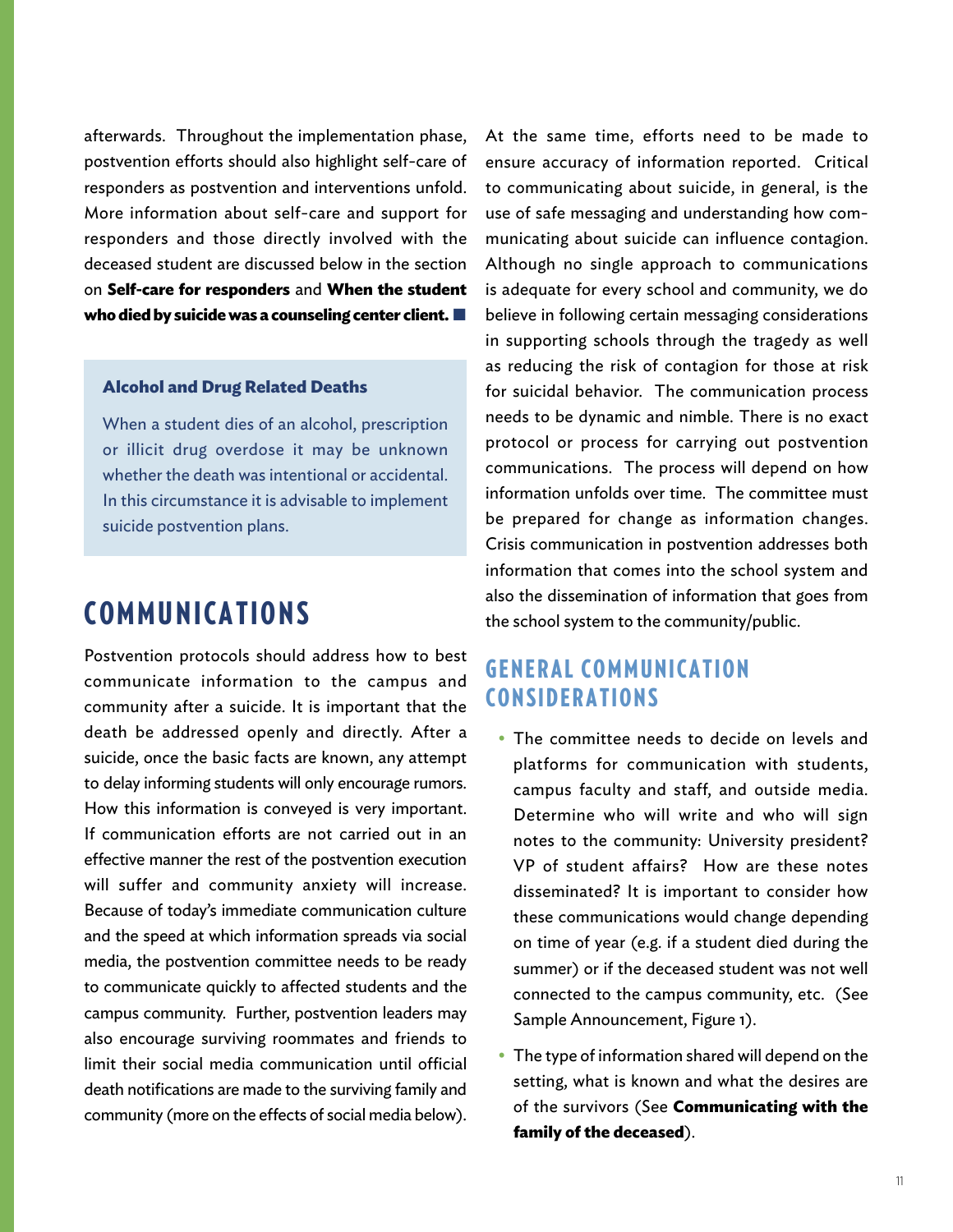afterwards. Throughout the implementation phase, postvention efforts should also highlight self-care of responders as postvention and interventions unfold. More information about self-care and support for responders and those directly involved with the deceased student are discussed below in the section on **Self-care for responders** and **When the student who died by suicide was a counseling center client.** ■

> **Alcohol and Drug Related Deaths**
>
> When a student dies of an alcohol, prescription or illicit drug overdose it may be unknown whether the death was intentional or accidental. In this circumstance it is advisable to implement suicide postvention plans.

# COMMUNICATIONS

Postvention protocols should address how to best communicate information to the campus and community after a suicide. It is important that the death be addressed openly and directly. After a suicide, once the basic facts are known, any attempt to delay informing students will only encourage rumors. How this information is conveyed is very important. If communication efforts are not carried out in an effective manner the rest of the postvention execution will suffer and community anxiety will increase. Because of today's immediate communication culture and the speed at which information spreads via social media, the postvention committee needs to be ready to communicate quickly to affected students and the campus community. Further, postvention leaders may also encourage surviving roommates and friends to limit their social media communication until official death notifications are made to the surviving family and community (more on the effects of social media below).

At the same time, efforts need to be made to ensure accuracy of information reported. Critical to communicating about suicide, in general, is the use of safe messaging and understanding how communicating about suicide can influence contagion. Although no single approach to communications is adequate for every school and community, we do believe in following certain messaging considerations in supporting schools through the tragedy as well as reducing the risk of contagion for those at risk for suicidal behavior. The communication process needs to be dynamic and nimble. There is no exact protocol or process for carrying out postvention communications. The process will depend on how information unfolds over time. The committee must be prepared for change as information changes. Crisis communication in postvention addresses both information that comes into the school system and also the dissemination of information that goes from the school system to the community/public.

## GENERAL COMMUNICATION CONSIDERATIONS

- The committee needs to decide on levels and platforms for communication with students, campus faculty and staff, and outside media. Determine who will write and who will sign notes to the community: University president? VP of student affairs? How are these notes disseminated? It is important to consider how these communications would change depending on time of year (e.g. if a student died during the summer) or if the deceased student was not well connected to the campus community, etc. (See Sample Announcement, Figure 1).
- The type of information shared will depend on the setting, what is known and what the desires are of the survivors (See **Communicating with the family of the deceased**).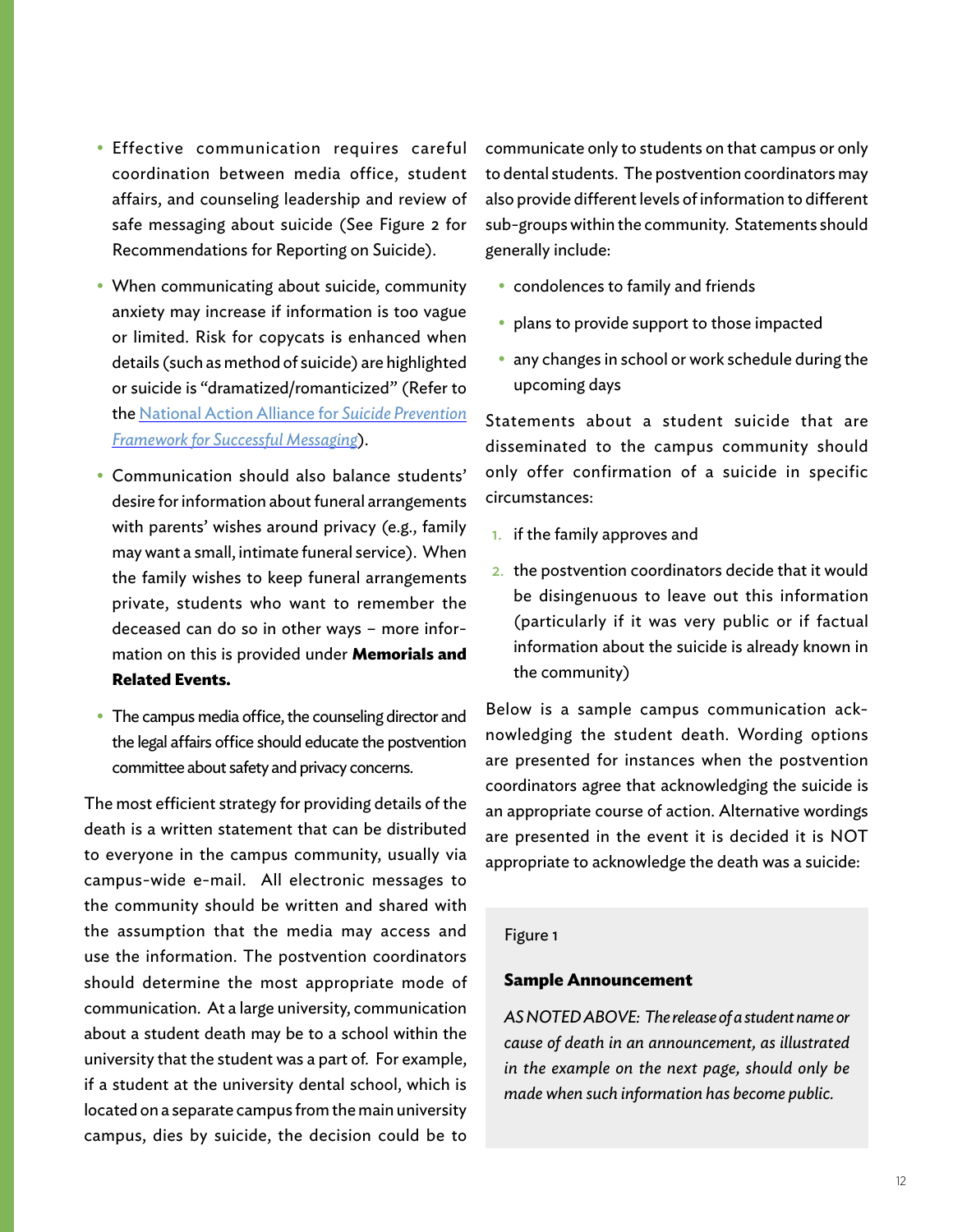- Effective communication requires careful coordination between media office, student affairs, and counseling leadership and review of safe messaging about suicide (See Figure 2 for Recommendations for Reporting on Suicide).
- When communicating about suicide, community anxiety may increase if information is too vague or limited. Risk for copycats is enhanced when details (such as method of suicide) are highlighted or suicide is "dramatized/romanticized" (Refer to the [National Action Alliance for *Suicide Prevention Framework for Successful Messaging*]).
- Communication should also balance students' desire for information about funeral arrangements with parents' wishes around privacy (e.g., family may want a small, intimate funeral service). When the family wishes to keep funeral arrangements private, students who want to remember the deceased can do so in other ways – more information on this is provided under **Memorials and Related Events.**
- The campus media office, the counseling director and the legal affairs office should educate the postvention committee about safety and privacy concerns.

The most efficient strategy for providing details of the death is a written statement that can be distributed to everyone in the campus community, usually via campus-wide e-mail. All electronic messages to the community should be written and shared with the assumption that the media may access and use the information. The postvention coordinators should determine the most appropriate mode of communication. At a large university, communication about a student death may be to a school within the university that the student was a part of. For example, if a student at the university dental school, which is located on a separate campus from the main university campus, dies by suicide, the decision could be to communicate only to students on that campus or only to dental students. The postvention coordinators may also provide different levels of information to different sub-groups within the community. Statements should generally include:

- condolences to family and friends
- plans to provide support to those impacted
- any changes in school or work schedule during the upcoming days

Statements about a student suicide that are disseminated to the campus community should only offer confirmation of a suicide in specific circumstances:

1. if the family approves and
2. the postvention coordinators decide that it would be disingenuous to leave out this information (particularly if it was very public or if factual information about the suicide is already known in the community)

Below is a sample campus communication acknowledging the student death. Wording options are presented for instances when the postvention coordinators agree that acknowledging the suicide is an appropriate course of action. Alternative wordings are presented in the event it is decided it is NOT appropriate to acknowledge the death was a suicide:

Figure 1

**Sample Announcement**

*AS NOTED ABOVE: The release of a student name or cause of death in an announcement, as illustrated in the example on the next page, should only be made when such information has become public.*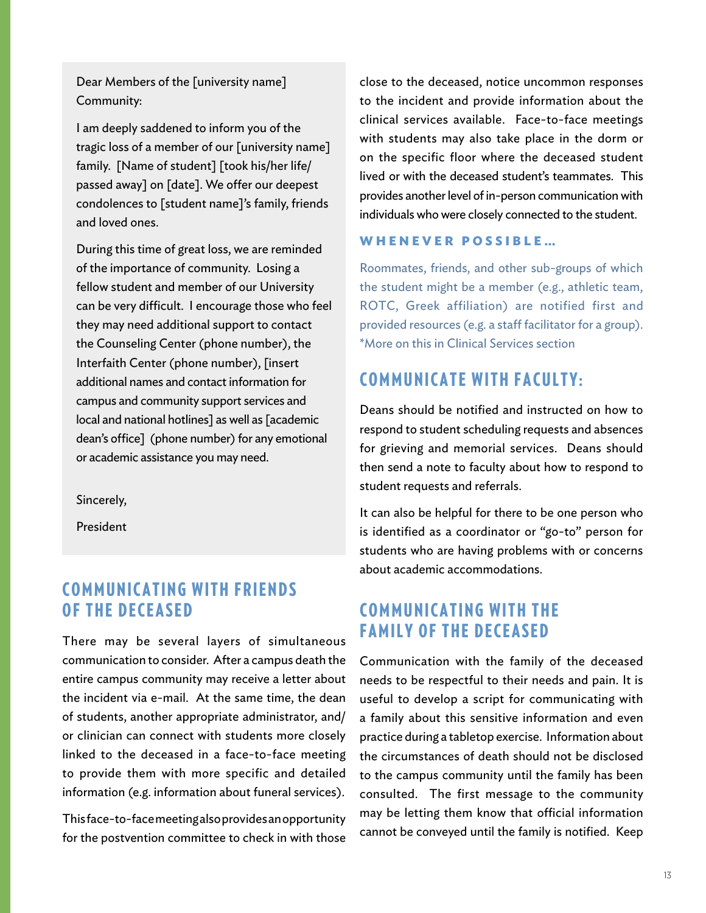Dear Members of the [university name] Community:

I am deeply saddened to inform you of the tragic loss of a member of our [university name] family. [Name of student] [took his/her life/ passed away] on [date]. We offer our deepest condolences to [student name]'s family, friends and loved ones.

During this time of great loss, we are reminded of the importance of community. Losing a fellow student and member of our University can be very difficult. I encourage those who feel they may need additional support to contact the Counseling Center (phone number), the Interfaith Center (phone number), [insert additional names and contact information for campus and community support services and local and national hotlines] as well as [academic dean's office] (phone number) for any emotional or academic assistance you may need.

Sincerely,

President

## COMMUNICATING WITH FRIENDS OF THE DECEASED

There may be several layers of simultaneous communication to consider. After a campus death the entire campus community may receive a letter about the incident via e-mail. At the same time, the dean of students, another appropriate administrator, and/ or clinician can connect with students more closely linked to the deceased in a face-to-face meeting to provide them with more specific and detailed information (e.g. information about funeral services).

This face-to-face meeting also provides an opportunity for the postvention committee to check in with those close to the deceased, notice uncommon responses to the incident and provide information about the clinical services available. Face-to-face meetings with students may also take place in the dorm or on the specific floor where the deceased student lived or with the deceased student's teammates. This provides another level of in-person communication with individuals who were closely connected to the student.

### WHENEVER POSSIBLE…

Roommates, friends, and other sub-groups of which the student might be a member (e.g., athletic team, ROTC, Greek affiliation) are notified first and provided resources (e.g. a staff facilitator for a group). *More on this in Clinical Services section

## COMMUNICATE WITH FACULTY:

Deans should be notified and instructed on how to respond to student scheduling requests and absences for grieving and memorial services. Deans should then send a note to faculty about how to respond to student requests and referrals.

It can also be helpful for there to be one person who is identified as a coordinator or "go-to" person for students who are having problems with or concerns about academic accommodations.

## COMMUNICATING WITH THE FAMILY OF THE DECEASED

Communication with the family of the deceased needs to be respectful to their needs and pain. It is useful to develop a script for communicating with a family about this sensitive information and even practice during a tabletop exercise. Information about the circumstances of death should not be disclosed to the campus community until the family has been consulted. The first message to the community may be letting them know that official information cannot be conveyed until the family is notified. Keep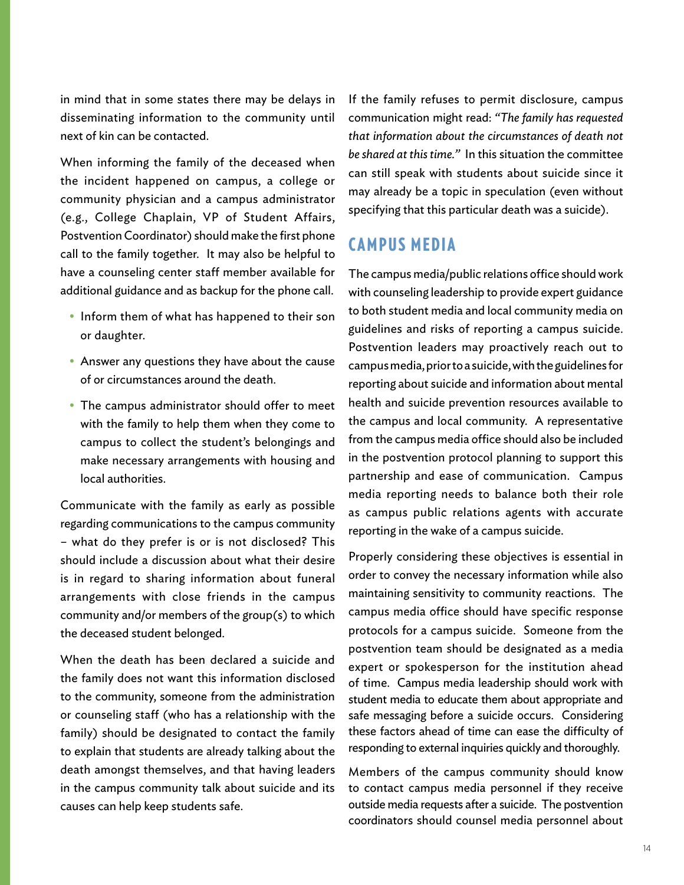in mind that in some states there may be delays in disseminating information to the community until next of kin can be contacted.

When informing the family of the deceased when the incident happened on campus, a college or community physician and a campus administrator (e.g., College Chaplain, VP of Student Affairs, Postvention Coordinator) should make the first phone call to the family together. It may also be helpful to have a counseling center staff member available for additional guidance and as backup for the phone call.

- Inform them of what has happened to their son or daughter.
- Answer any questions they have about the cause of or circumstances around the death.
- The campus administrator should offer to meet with the family to help them when they come to campus to collect the student's belongings and make necessary arrangements with housing and local authorities.

Communicate with the family as early as possible regarding communications to the campus community – what do they prefer is or is not disclosed? This should include a discussion about what their desire is in regard to sharing information about funeral arrangements with close friends in the campus community and/or members of the group(s) to which the deceased student belonged.

When the death has been declared a suicide and the family does not want this information disclosed to the community, someone from the administration or counseling staff (who has a relationship with the family) should be designated to contact the family to explain that students are already talking about the death amongst themselves, and that having leaders in the campus community talk about suicide and its causes can help keep students safe.

If the family refuses to permit disclosure, campus communication might read: *"The family has requested that information about the circumstances of death not be shared at this time."* In this situation the committee can still speak with students about suicide since it may already be a topic in speculation (even without specifying that this particular death was a suicide).

## CAMPUS MEDIA

The campus media/public relations office should work with counseling leadership to provide expert guidance to both student media and local community media on guidelines and risks of reporting a campus suicide. Postvention leaders may proactively reach out to campus media, prior to a suicide, with the guidelines for reporting about suicide and information about mental health and suicide prevention resources available to the campus and local community. A representative from the campus media office should also be included in the postvention protocol planning to support this partnership and ease of communication. Campus media reporting needs to balance both their role as campus public relations agents with accurate reporting in the wake of a campus suicide.

Properly considering these objectives is essential in order to convey the necessary information while also maintaining sensitivity to community reactions. The campus media office should have specific response protocols for a campus suicide. Someone from the postvention team should be designated as a media expert or spokesperson for the institution ahead of time. Campus media leadership should work with student media to educate them about appropriate and safe messaging before a suicide occurs. Considering these factors ahead of time can ease the difficulty of responding to external inquiries quickly and thoroughly.

Members of the campus community should know to contact campus media personnel if they receive outside media requests after a suicide. The postvention coordinators should counsel media personnel about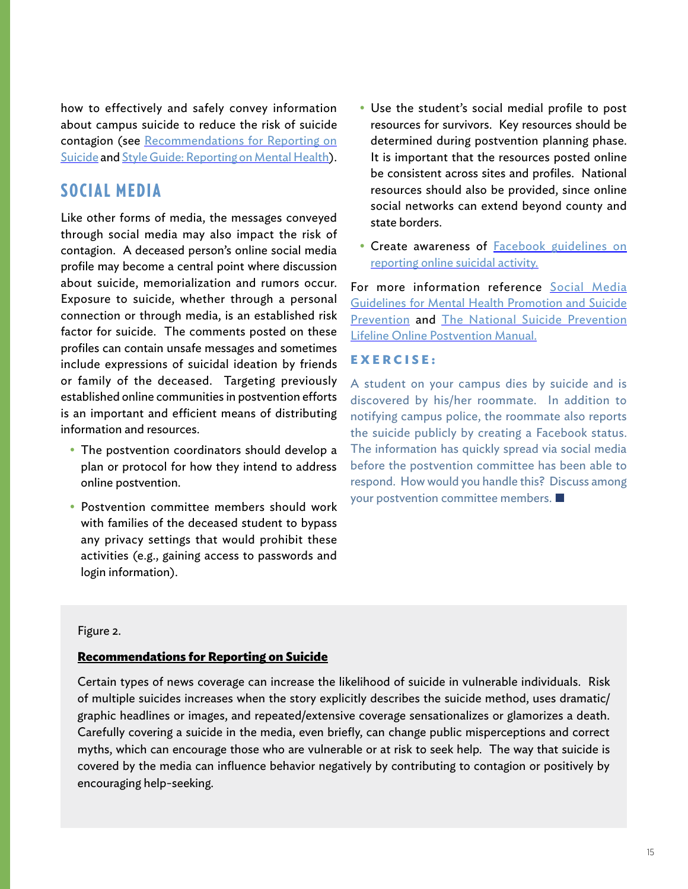how to effectively and safely convey information about campus suicide to reduce the risk of suicide contagion (see Recommendations for Reporting on Suicide and Style Guide: Reporting on Mental Health).

## SOCIAL MEDIA

Like other forms of media, the messages conveyed through social media may also impact the risk of contagion. A deceased person's online social media profile may become a central point where discussion about suicide, memorialization and rumors occur. Exposure to suicide, whether through a personal connection or through media, is an established risk factor for suicide. The comments posted on these profiles can contain unsafe messages and sometimes include expressions of suicidal ideation by friends or family of the deceased. Targeting previously established online communities in postvention efforts is an important and efficient means of distributing information and resources.

- The postvention coordinators should develop a plan or protocol for how they intend to address online postvention.
- Postvention committee members should work with families of the deceased student to bypass any privacy settings that would prohibit these activities (e.g., gaining access to passwords and login information).
- Use the student's social medial profile to post resources for survivors. Key resources should be determined during postvention planning phase. It is important that the resources posted online be consistent across sites and profiles. National resources should also be provided, since online social networks can extend beyond county and state borders.
- Create awareness of Facebook guidelines on reporting online suicidal activity.

For more information reference Social Media Guidelines for Mental Health Promotion and Suicide Prevention and The National Suicide Prevention Lifeline Online Postvention Manual.

### EXERCISE:

A student on your campus dies by suicide and is discovered by his/her roommate. In addition to notifying campus police, the roommate also reports the suicide publicly by creating a Facebook status. The information has quickly spread via social media before the postvention committee has been able to respond. How would you handle this? Discuss among your postvention committee members.

Figure 2.

**Recommendations for Reporting on Suicide**

Certain types of news coverage can increase the likelihood of suicide in vulnerable individuals. Risk of multiple suicides increases when the story explicitly describes the suicide method, uses dramatic/graphic headlines or images, and repeated/extensive coverage sensationalizes or glamorizes a death. Carefully covering a suicide in the media, even briefly, can change public misperceptions and correct myths, which can encourage those who are vulnerable or at risk to seek help. The way that suicide is covered by the media can influence behavior negatively by contributing to contagion or positively by encouraging help-seeking.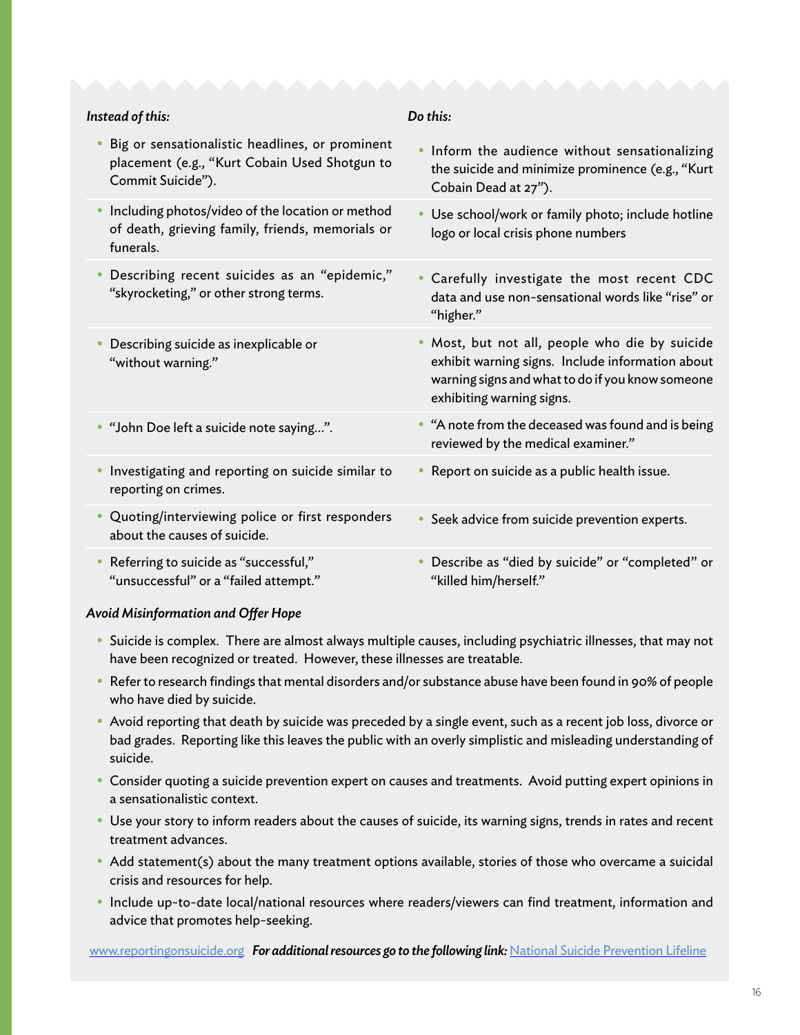| *Instead of this:* | *Do this:* |
|---|---|
| Big or sensationalistic headlines, or prominent placement (e.g., "Kurt Cobain Used Shotgun to Commit Suicide"). | Inform the audience without sensationalizing the suicide and minimize prominence (e.g., "Kurt Cobain Dead at 27"). |
| Including photos/video of the location or method of death, grieving family, friends, memorials or funerals. | Use school/work or family photo; include hotline logo or local crisis phone numbers |
| Describing recent suicides as an "epidemic," "skyrocketing," or other strong terms. | Carefully investigate the most recent CDC data and use non-sensational words like "rise" or "higher." |
| Describing suicide as inexplicable or "without warning." | Most, but not all, people who die by suicide exhibit warning signs. Include information about warning signs and what to do if you know someone exhibiting warning signs. |
| "John Doe left a suicide note saying…". | "A note from the deceased was found and is being reviewed by the medical examiner." |
| Investigating and reporting on suicide similar to reporting on crimes. | Report on suicide as a public health issue. |
| Quoting/interviewing police or first responders about the causes of suicide. | Seek advice from suicide prevention experts. |
| Referring to suicide as "successful," "unsuccessful" or a "failed attempt." | Describe as "died by suicide" or "completed" or "killed him/herself." |

***Avoid Misinformation and Offer Hope***

- Suicide is complex. There are almost always multiple causes, including psychiatric illnesses, that may not have been recognized or treated. However, these illnesses are treatable.
- Refer to research findings that mental disorders and/or substance abuse have been found in 90% of people who have died by suicide.
- Avoid reporting that death by suicide was preceded by a single event, such as a recent job loss, divorce or bad grades. Reporting like this leaves the public with an overly simplistic and misleading understanding of suicide.
- Consider quoting a suicide prevention expert on causes and treatments. Avoid putting expert opinions in a sensationalistic context.
- Use your story to inform readers about the causes of suicide, its warning signs, trends in rates and recent treatment advances.
- Add statement(s) about the many treatment options available, stories of those who overcame a suicidal crisis and resources for help.
- Include up-to-date local/national resources where readers/viewers can find treatment, information and advice that promotes help-seeking.

www.reportingonsuicide.org ***For additional resources go to the following link:*** National Suicide Prevention Lifeline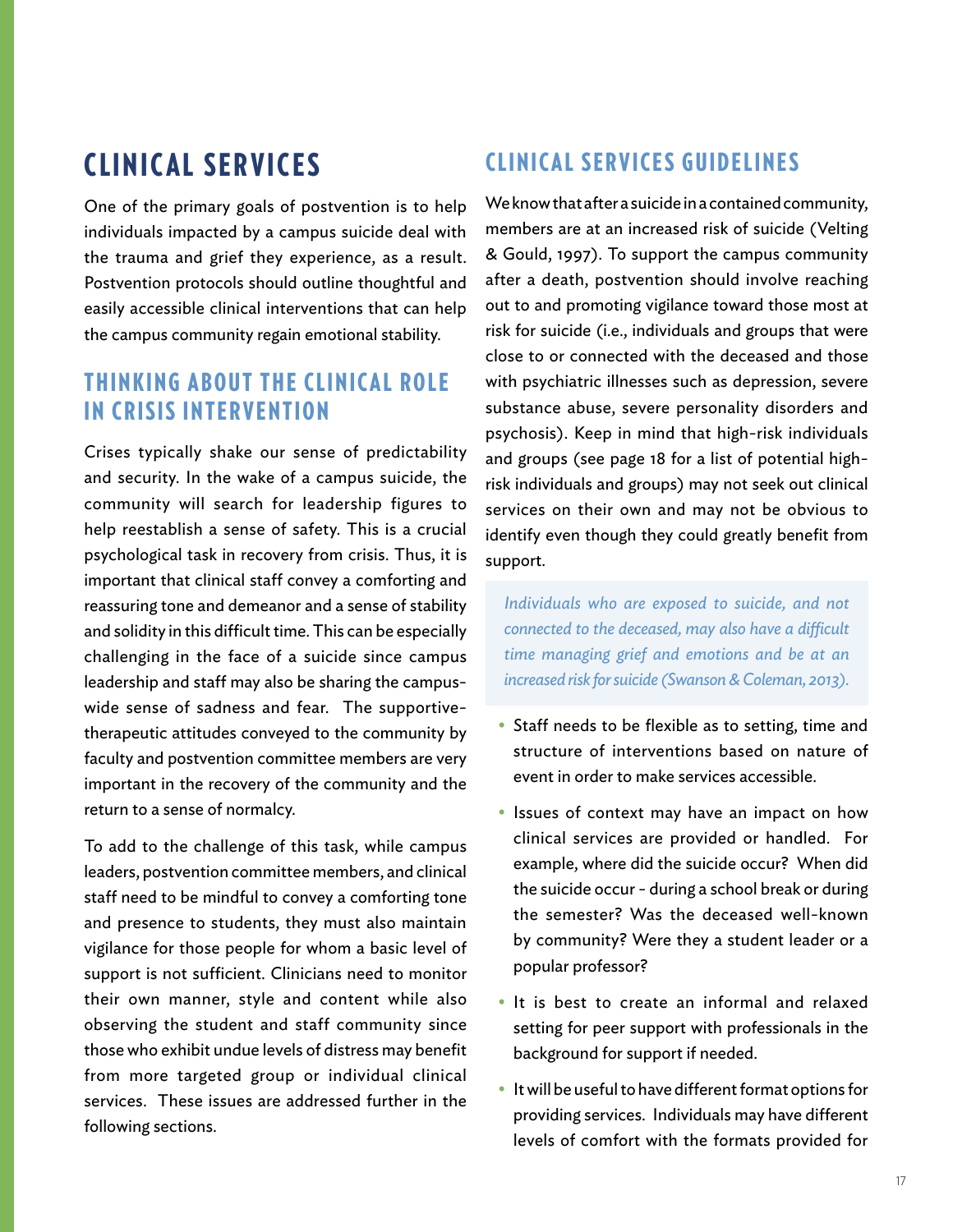# CLINICAL SERVICES

One of the primary goals of postvention is to help individuals impacted by a campus suicide deal with the trauma and grief they experience, as a result. Postvention protocols should outline thoughtful and easily accessible clinical interventions that can help the campus community regain emotional stability.

## THINKING ABOUT THE CLINICAL ROLE IN CRISIS INTERVENTION

Crises typically shake our sense of predictability and security. In the wake of a campus suicide, the community will search for leadership figures to help reestablish a sense of safety. This is a crucial psychological task in recovery from crisis. Thus, it is important that clinical staff convey a comforting and reassuring tone and demeanor and a sense of stability and solidity in this difficult time. This can be especially challenging in the face of a suicide since campus leadership and staff may also be sharing the campus-wide sense of sadness and fear. The supportive-therapeutic attitudes conveyed to the community by faculty and postvention committee members are very important in the recovery of the community and the return to a sense of normalcy.

To add to the challenge of this task, while campus leaders, postvention committee members, and clinical staff need to be mindful to convey a comforting tone and presence to students, they must also maintain vigilance for those people for whom a basic level of support is not sufficient. Clinicians need to monitor their own manner, style and content while also observing the student and staff community since those who exhibit undue levels of distress may benefit from more targeted group or individual clinical services. These issues are addressed further in the following sections.

## CLINICAL SERVICES GUIDELINES

We know that after a suicide in a contained community, members are at an increased risk of suicide (Velting & Gould, 1997). To support the campus community after a death, postvention should involve reaching out to and promoting vigilance toward those most at risk for suicide (i.e., individuals and groups that were close to or connected with the deceased and those with psychiatric illnesses such as depression, severe substance abuse, severe personality disorders and psychosis). Keep in mind that high-risk individuals and groups (see page 18 for a list of potential high-risk individuals and groups) may not seek out clinical services on their own and may not be obvious to identify even though they could greatly benefit from support.

> *Individuals who are exposed to suicide, and not connected to the deceased, may also have a difficult time managing grief and emotions and be at an increased risk for suicide (Swanson & Coleman, 2013).*

- Staff needs to be flexible as to setting, time and structure of interventions based on nature of event in order to make services accessible.
- Issues of context may have an impact on how clinical services are provided or handled. For example, where did the suicide occur? When did the suicide occur - during a school break or during the semester? Was the deceased well-known by community? Were they a student leader or a popular professor?
- It is best to create an informal and relaxed setting for peer support with professionals in the background for support if needed.
- It will be useful to have different format options for providing services. Individuals may have different levels of comfort with the formats provided for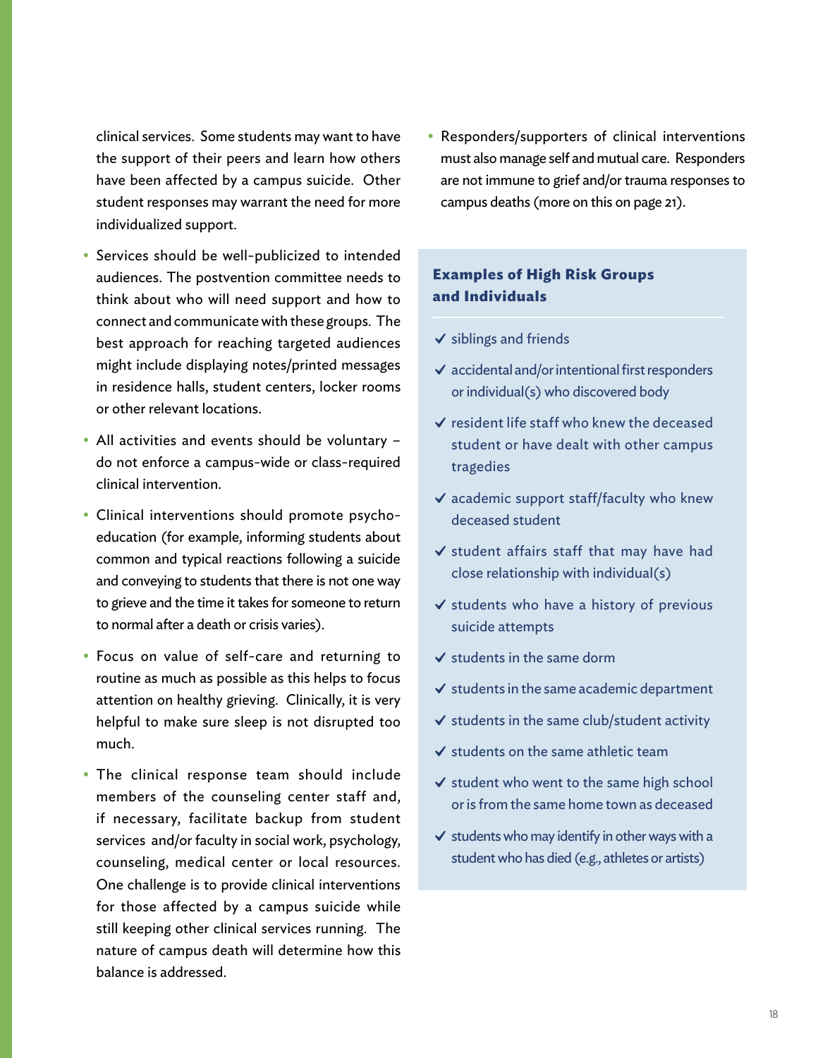clinical services. Some students may want to have the support of their peers and learn how others have been affected by a campus suicide. Other student responses may warrant the need for more individualized support.

- Services should be well-publicized to intended audiences. The postvention committee needs to think about who will need support and how to connect and communicate with these groups. The best approach for reaching targeted audiences might include displaying notes/printed messages in residence halls, student centers, locker rooms or other relevant locations.
- All activities and events should be voluntary – do not enforce a campus-wide or class-required clinical intervention.
- Clinical interventions should promote psycho-education (for example, informing students about common and typical reactions following a suicide and conveying to students that there is not one way to grieve and the time it takes for someone to return to normal after a death or crisis varies).
- Focus on value of self-care and returning to routine as much as possible as this helps to focus attention on healthy grieving. Clinically, it is very helpful to make sure sleep is not disrupted too much.
- The clinical response team should include members of the counseling center staff and, if necessary, facilitate backup from student services and/or faculty in social work, psychology, counseling, medical center or local resources. One challenge is to provide clinical interventions for those affected by a campus suicide while still keeping other clinical services running. The nature of campus death will determine how this balance is addressed.
- Responders/supporters of clinical interventions must also manage self and mutual care. Responders are not immune to grief and/or trauma responses to campus deaths (more on this on page 21).

**Examples of High Risk Groups and Individuals**

- ✓ siblings and friends
- ✓ accidental and/or intentional first responders or individual(s) who discovered body
- ✓ resident life staff who knew the deceased student or have dealt with other campus tragedies
- ✓ academic support staff/faculty who knew deceased student
- ✓ student affairs staff that may have had close relationship with individual(s)
- ✓ students who have a history of previous suicide attempts
- ✓ students in the same dorm
- ✓ students in the same academic department
- ✓ students in the same club/student activity
- ✓ students on the same athletic team
- ✓ student who went to the same high school or is from the same home town as deceased
- ✓ students who may identify in other ways with a student who has died (e.g., athletes or artists)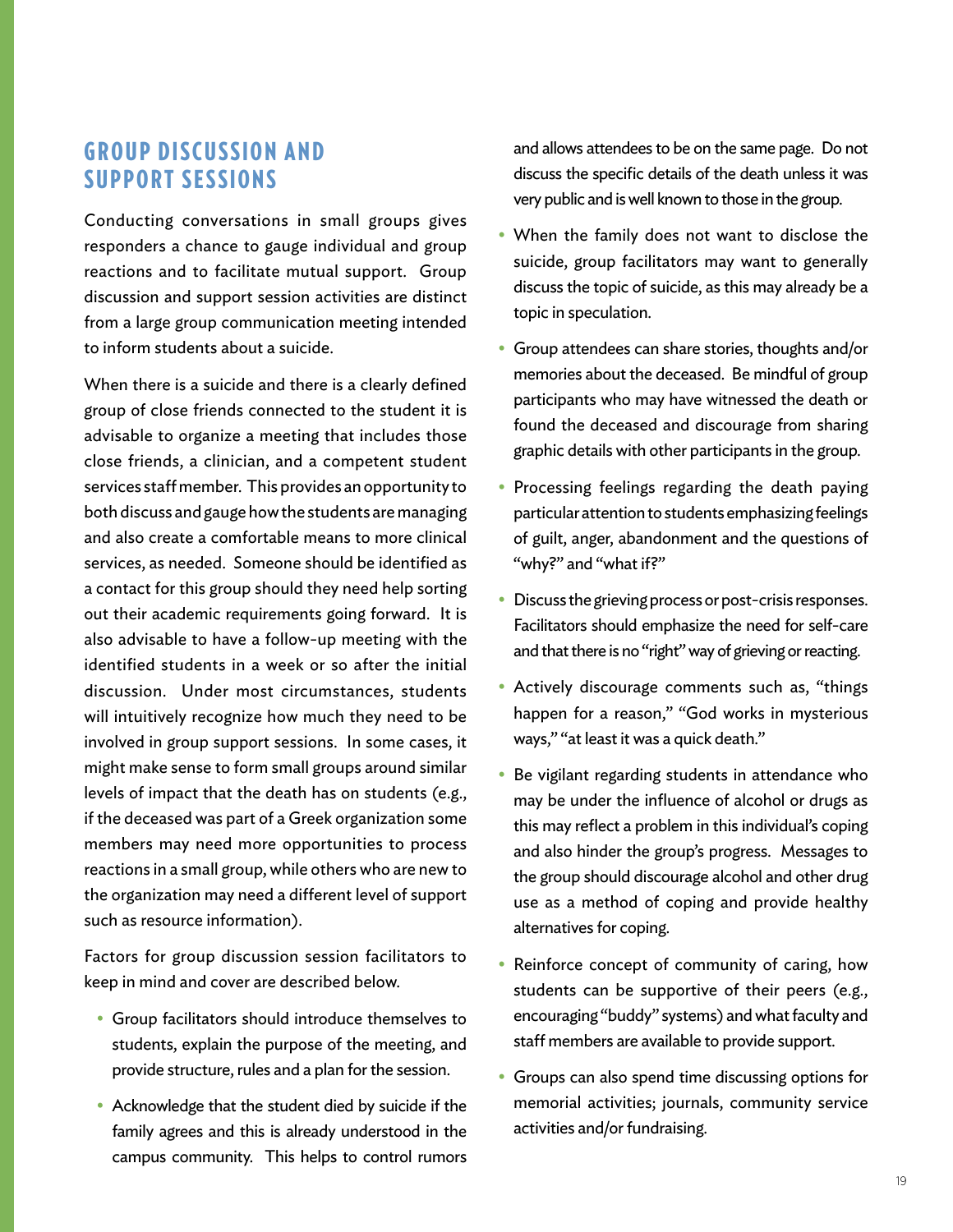## GROUP DISCUSSION AND SUPPORT SESSIONS

Conducting conversations in small groups gives responders a chance to gauge individual and group reactions and to facilitate mutual support. Group discussion and support session activities are distinct from a large group communication meeting intended to inform students about a suicide.

When there is a suicide and there is a clearly defined group of close friends connected to the student it is advisable to organize a meeting that includes those close friends, a clinician, and a competent student services staff member. This provides an opportunity to both discuss and gauge how the students are managing and also create a comfortable means to more clinical services, as needed. Someone should be identified as a contact for this group should they need help sorting out their academic requirements going forward. It is also advisable to have a follow-up meeting with the identified students in a week or so after the initial discussion. Under most circumstances, students will intuitively recognize how much they need to be involved in group support sessions. In some cases, it might make sense to form small groups around similar levels of impact that the death has on students (e.g., if the deceased was part of a Greek organization some members may need more opportunities to process reactions in a small group, while others who are new to the organization may need a different level of support such as resource information).

Factors for group discussion session facilitators to keep in mind and cover are described below.

- Group facilitators should introduce themselves to students, explain the purpose of the meeting, and provide structure, rules and a plan for the session.
- Acknowledge that the student died by suicide if the family agrees and this is already understood in the campus community. This helps to control rumors and allows attendees to be on the same page. Do not discuss the specific details of the death unless it was very public and is well known to those in the group.
- When the family does not want to disclose the suicide, group facilitators may want to generally discuss the topic of suicide, as this may already be a topic in speculation.
- Group attendees can share stories, thoughts and/or memories about the deceased. Be mindful of group participants who may have witnessed the death or found the deceased and discourage from sharing graphic details with other participants in the group.
- Processing feelings regarding the death paying particular attention to students emphasizing feelings of guilt, anger, abandonment and the questions of "why?" and "what if?"
- Discuss the grieving process or post-crisis responses. Facilitators should emphasize the need for self-care and that there is no "right" way of grieving or reacting.
- Actively discourage comments such as, "things happen for a reason," "God works in mysterious ways," "at least it was a quick death."
- Be vigilant regarding students in attendance who may be under the influence of alcohol or drugs as this may reflect a problem in this individual's coping and also hinder the group's progress. Messages to the group should discourage alcohol and other drug use as a method of coping and provide healthy alternatives for coping.
- Reinforce concept of community of caring, how students can be supportive of their peers (e.g., encouraging "buddy" systems) and what faculty and staff members are available to provide support.
- Groups can also spend time discussing options for memorial activities; journals, community service activities and/or fundraising.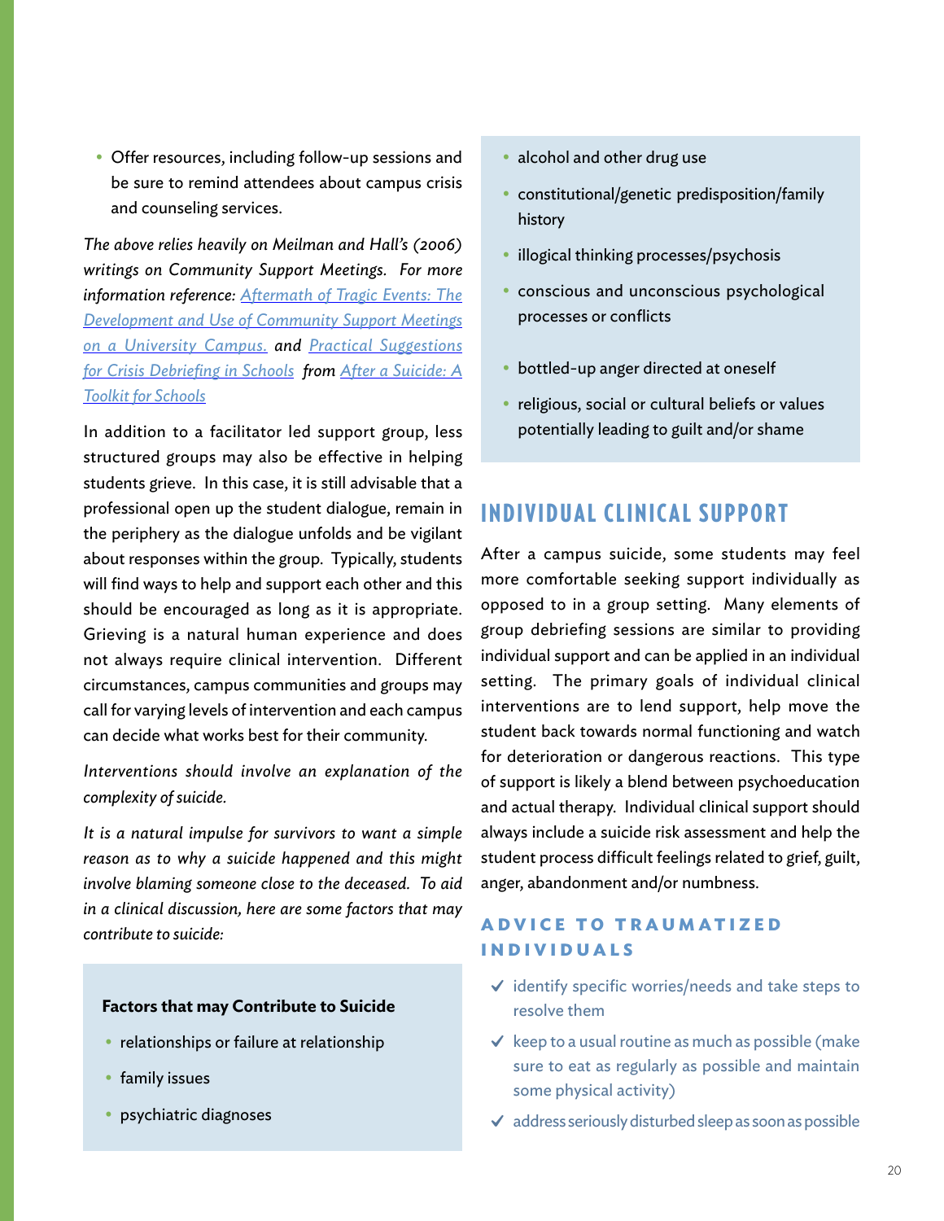- Offer resources, including follow-up sessions and be sure to remind attendees about campus crisis and counseling services.

*The above relies heavily on Meilman and Hall's (2006) writings on Community Support Meetings. For more information reference: Aftermath of Tragic Events: The Development and Use of Community Support Meetings on a University Campus. and Practical Suggestions for Crisis Debriefing in Schools from After a Suicide: A Toolkit for Schools*

In addition to a facilitator led support group, less structured groups may also be effective in helping students grieve. In this case, it is still advisable that a professional open up the student dialogue, remain in the periphery as the dialogue unfolds and be vigilant about responses within the group. Typically, students will find ways to help and support each other and this should be encouraged as long as it is appropriate. Grieving is a natural human experience and does not always require clinical intervention. Different circumstances, campus communities and groups may call for varying levels of intervention and each campus can decide what works best for their community.

*Interventions should involve an explanation of the complexity of suicide.*

*It is a natural impulse for survivors to want a simple reason as to why a suicide happened and this might involve blaming someone close to the deceased. To aid in a clinical discussion, here are some factors that may contribute to suicide:*

**Factors that may Contribute to Suicide**

- relationships or failure at relationship
- family issues
- psychiatric diagnoses
- alcohol and other drug use
- constitutional/genetic predisposition/family history
- illogical thinking processes/psychosis
- conscious and unconscious psychological processes or conflicts
- bottled-up anger directed at oneself
- religious, social or cultural beliefs or values potentially leading to guilt and/or shame

## INDIVIDUAL CLINICAL SUPPORT

After a campus suicide, some students may feel more comfortable seeking support individually as opposed to in a group setting. Many elements of group debriefing sessions are similar to providing individual support and can be applied in an individual setting. The primary goals of individual clinical interventions are to lend support, help move the student back towards normal functioning and watch for deterioration or dangerous reactions. This type of support is likely a blend between psychoeducation and actual therapy. Individual clinical support should always include a suicide risk assessment and help the student process difficult feelings related to grief, guilt, anger, abandonment and/or numbness.

### ADVICE TO TRAUMATIZED INDIVIDUALS

- ✓ identify specific worries/needs and take steps to resolve them
- ✓ keep to a usual routine as much as possible (make sure to eat as regularly as possible and maintain some physical activity)
- ✓ address seriously disturbed sleep as soon as possible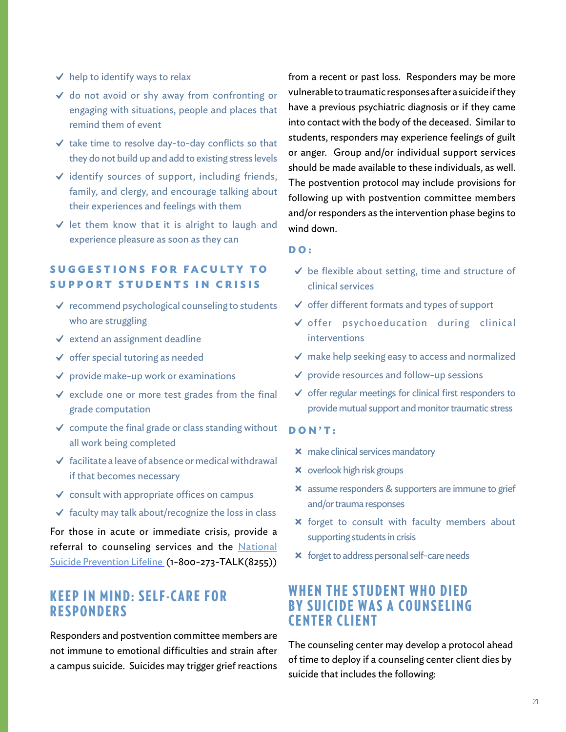- ✓ help to identify ways to relax
- ✓ do not avoid or shy away from confronting or engaging with situations, people and places that remind them of event
- ✓ take time to resolve day-to-day conflicts so that they do not build up and add to existing stress levels
- ✓ identify sources of support, including friends, family, and clergy, and encourage talking about their experiences and feelings with them
- ✓ let them know that it is alright to laugh and experience pleasure as soon as they can

### SUGGESTIONS FOR FACULTY TO SUPPORT STUDENTS IN CRISIS

- ✓ recommend psychological counseling to students who are struggling
- ✓ extend an assignment deadline
- ✓ offer special tutoring as needed
- ✓ provide make-up work or examinations
- ✓ exclude one or more test grades from the final grade computation
- ✓ compute the final grade or class standing without all work being completed
- ✓ facilitate a leave of absence or medical withdrawal if that becomes necessary
- ✓ consult with appropriate offices on campus
- ✓ faculty may talk about/recognize the loss in class

For those in acute or immediate crisis, provide a referral to counseling services and the National Suicide Prevention Lifeline (1-800-273-TALK(8255))

## KEEP IN MIND: SELF-CARE FOR RESPONDERS

Responders and postvention committee members are not immune to emotional difficulties and strain after a campus suicide. Suicides may trigger grief reactions from a recent or past loss. Responders may be more vulnerable to traumatic responses after a suicide if they have a previous psychiatric diagnosis or if they came into contact with the body of the deceased. Similar to students, responders may experience feelings of guilt or anger. Group and/or individual support services should be made available to these individuals, as well. The postvention protocol may include provisions for following up with postvention committee members and/or responders as the intervention phase begins to wind down.

### DO:

- ✓ be flexible about setting, time and structure of clinical services
- ✓ offer different formats and types of support
- ✓ offer psychoeducation during clinical interventions
- ✓ make help seeking easy to access and normalized
- ✓ provide resources and follow-up sessions
- ✓ offer regular meetings for clinical first responders to provide mutual support and monitor traumatic stress

### DON'T:

- ✕ make clinical services mandatory
- ✕ overlook high risk groups
- ✕ assume responders & supporters are immune to grief and/or trauma responses
- ✕ forget to consult with faculty members about supporting students in crisis
- ✕ forget to address personal self-care needs

## WHEN THE STUDENT WHO DIED BY SUICIDE WAS A COUNSELING CENTER CLIENT

The counseling center may develop a protocol ahead of time to deploy if a counseling center client dies by suicide that includes the following: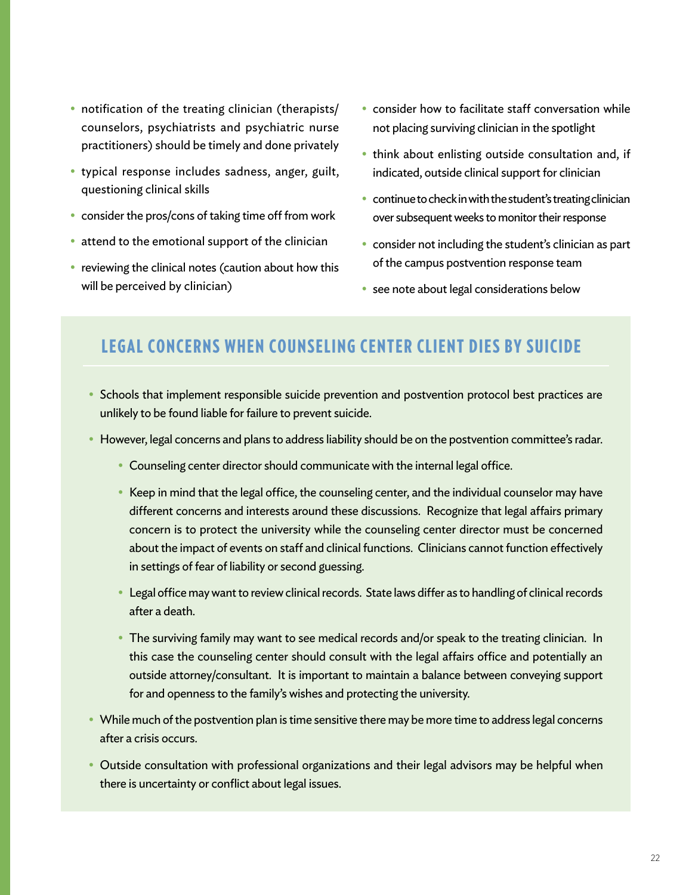- notification of the treating clinician (therapists/ counselors, psychiatrists and psychiatric nurse practitioners) should be timely and done privately
- typical response includes sadness, anger, guilt, questioning clinical skills
- consider the pros/cons of taking time off from work
- attend to the emotional support of the clinician
- reviewing the clinical notes (caution about how this will be perceived by clinician)
- consider how to facilitate staff conversation while not placing surviving clinician in the spotlight
- think about enlisting outside consultation and, if indicated, outside clinical support for clinician
- continue to check in with the student's treating clinician over subsequent weeks to monitor their response
- consider not including the student's clinician as part of the campus postvention response team
- see note about legal considerations below

## LEGAL CONCERNS WHEN COUNSELING CENTER CLIENT DIES BY SUICIDE

- Schools that implement responsible suicide prevention and postvention protocol best practices are unlikely to be found liable for failure to prevent suicide.
- However, legal concerns and plans to address liability should be on the postvention committee's radar.
  - Counseling center director should communicate with the internal legal office.
  - Keep in mind that the legal office, the counseling center, and the individual counselor may have different concerns and interests around these discussions. Recognize that legal affairs primary concern is to protect the university while the counseling center director must be concerned about the impact of events on staff and clinical functions. Clinicians cannot function effectively in settings of fear of liability or second guessing.
  - Legal office may want to review clinical records. State laws differ as to handling of clinical records after a death.
  - The surviving family may want to see medical records and/or speak to the treating clinician. In this case the counseling center should consult with the legal affairs office and potentially an outside attorney/consultant. It is important to maintain a balance between conveying support for and openness to the family's wishes and protecting the university.
- While much of the postvention plan is time sensitive there may be more time to address legal concerns after a crisis occurs.
- Outside consultation with professional organizations and their legal advisors may be helpful when there is uncertainty or conflict about legal issues.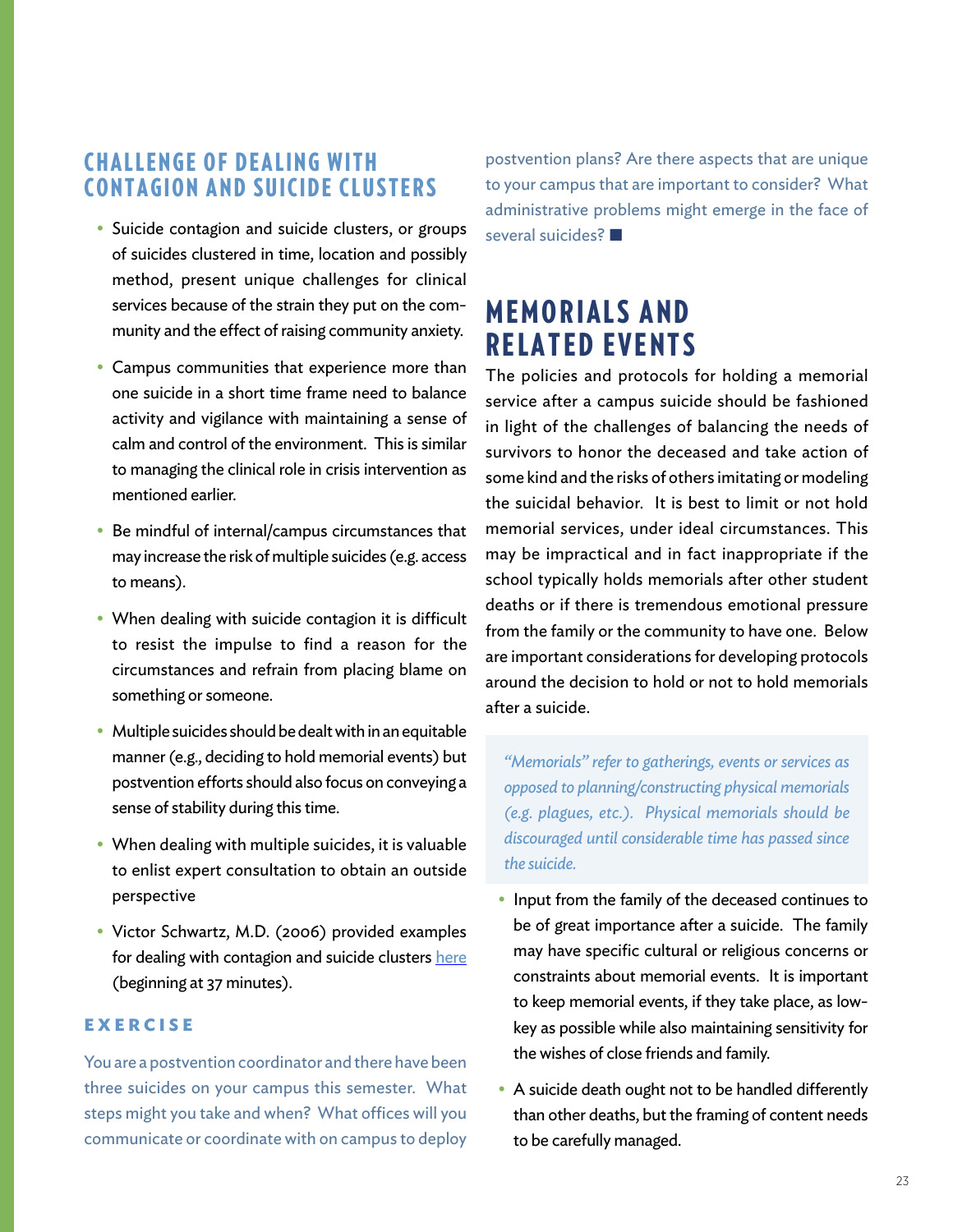## CHALLENGE OF DEALING WITH CONTAGION AND SUICIDE CLUSTERS

- Suicide contagion and suicide clusters, or groups of suicides clustered in time, location and possibly method, present unique challenges for clinical services because of the strain they put on the community and the effect of raising community anxiety.
- Campus communities that experience more than one suicide in a short time frame need to balance activity and vigilance with maintaining a sense of calm and control of the environment. This is similar to managing the clinical role in crisis intervention as mentioned earlier.
- Be mindful of internal/campus circumstances that may increase the risk of multiple suicides (e.g. access to means).
- When dealing with suicide contagion it is difficult to resist the impulse to find a reason for the circumstances and refrain from placing blame on something or someone.
- Multiple suicides should be dealt with in an equitable manner (e.g., deciding to hold memorial events) but postvention efforts should also focus on conveying a sense of stability during this time.
- When dealing with multiple suicides, it is valuable to enlist expert consultation to obtain an outside perspective
- Victor Schwartz, M.D. (2006) provided examples for dealing with contagion and suicide clusters here (beginning at 37 minutes).

### EXERCISE

You are a postvention coordinator and there have been three suicides on your campus this semester. What steps might you take and when? What offices will you communicate or coordinate with on campus to deploy postvention plans? Are there aspects that are unique to your campus that are important to consider? What administrative problems might emerge in the face of several suicides? ■

## MEMORIALS AND RELATED EVENTS

The policies and protocols for holding a memorial service after a campus suicide should be fashioned in light of the challenges of balancing the needs of survivors to honor the deceased and take action of some kind and the risks of others imitating or modeling the suicidal behavior. It is best to limit or not hold memorial services, under ideal circumstances. This may be impractical and in fact inappropriate if the school typically holds memorials after other student deaths or if there is tremendous emotional pressure from the family or the community to have one. Below are important considerations for developing protocols around the decision to hold or not to hold memorials after a suicide.

*"Memorials" refer to gatherings, events or services as opposed to planning/constructing physical memorials (e.g. plagues, etc.). Physical memorials should be discouraged until considerable time has passed since the suicide.*

- Input from the family of the deceased continues to be of great importance after a suicide. The family may have specific cultural or religious concerns or constraints about memorial events. It is important to keep memorial events, if they take place, as low-key as possible while also maintaining sensitivity for the wishes of close friends and family.
- A suicide death ought not to be handled differently than other deaths, but the framing of content needs to be carefully managed.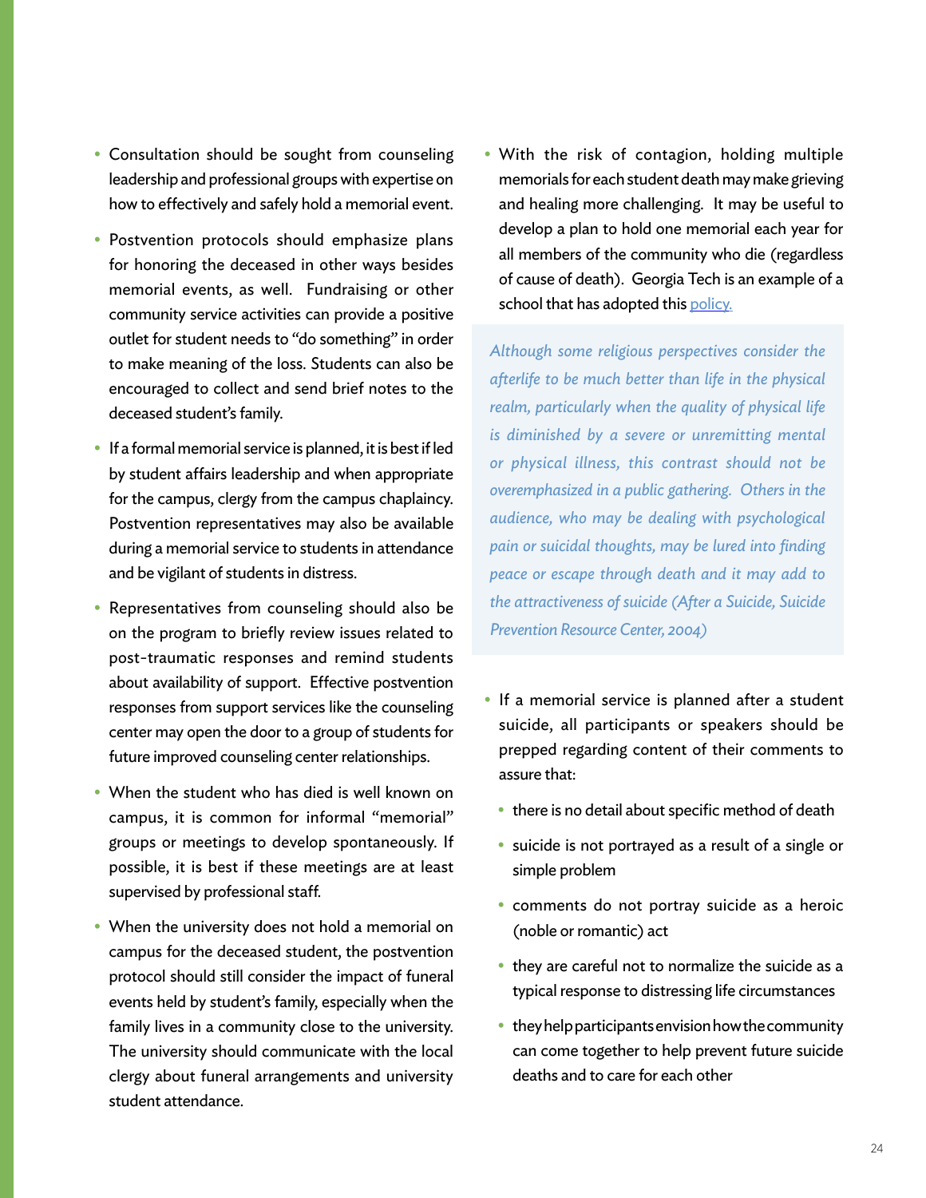- Consultation should be sought from counseling leadership and professional groups with expertise on how to effectively and safely hold a memorial event.

- Postvention protocols should emphasize plans for honoring the deceased in other ways besides memorial events, as well. Fundraising or other community service activities can provide a positive outlet for student needs to "do something" in order to make meaning of the loss. Students can also be encouraged to collect and send brief notes to the deceased student's family.

- If a formal memorial service is planned, it is best if led by student affairs leadership and when appropriate for the campus, clergy from the campus chaplaincy. Postvention representatives may also be available during a memorial service to students in attendance and be vigilant of students in distress.

- Representatives from counseling should also be on the program to briefly review issues related to post-traumatic responses and remind students about availability of support. Effective postvention responses from support services like the counseling center may open the door to a group of students for future improved counseling center relationships.

- When the student who has died is well known on campus, it is common for informal "memorial" groups or meetings to develop spontaneously. If possible, it is best if these meetings are at least supervised by professional staff.

- When the university does not hold a memorial on campus for the deceased student, the postvention protocol should still consider the impact of funeral events held by student's family, especially when the family lives in a community close to the university. The university should communicate with the local clergy about funeral arrangements and university student attendance.

- With the risk of contagion, holding multiple memorials for each student death may make grieving and healing more challenging. It may be useful to develop a plan to hold one memorial each year for all members of the community who die (regardless of cause of death). Georgia Tech is an example of a school that has adopted this policy.

*Although some religious perspectives consider the afterlife to be much better than life in the physical realm, particularly when the quality of physical life is diminished by a severe or unremitting mental or physical illness, this contrast should not be overemphasized in a public gathering. Others in the audience, who may be dealing with psychological pain or suicidal thoughts, may be lured into finding peace or escape through death and it may add to the attractiveness of suicide (After a Suicide, Suicide Prevention Resource Center, 2004)*

- If a memorial service is planned after a student suicide, all participants or speakers should be prepped regarding content of their comments to assure that:
  - there is no detail about specific method of death
  - suicide is not portrayed as a result of a single or simple problem
  - comments do not portray suicide as a heroic (noble or romantic) act
  - they are careful not to normalize the suicide as a typical response to distressing life circumstances
  - they help participants envision how the community can come together to help prevent future suicide deaths and to care for each other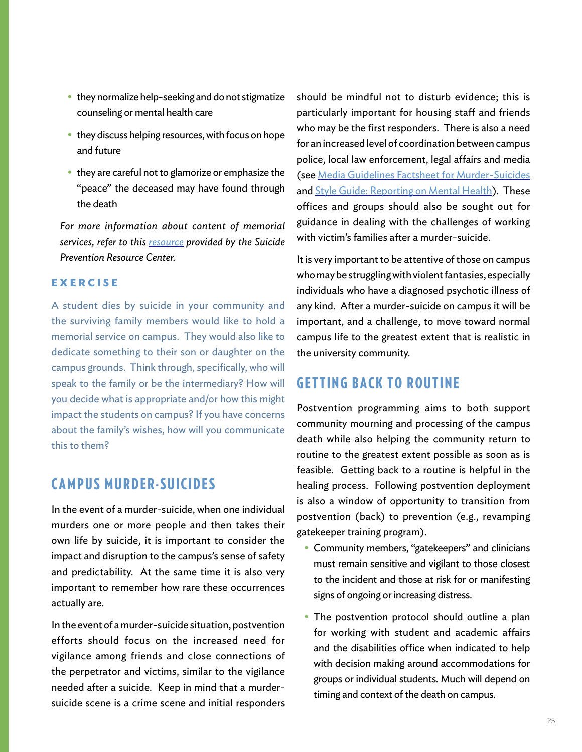- they normalize help-seeking and do not stigmatize counseling or mental health care
- they discuss helping resources, with focus on hope and future
- they are careful not to glamorize or emphasize the "peace" the deceased may have found through the death

*For more information about content of memorial services, refer to this resource provided by the Suicide Prevention Resource Center.*

#### EXERCISE

A student dies by suicide in your community and the surviving family members would like to hold a memorial service on campus. They would also like to dedicate something to their son or daughter on the campus grounds. Think through, specifically, who will speak to the family or be the intermediary? How will you decide what is appropriate and/or how this might impact the students on campus? If you have concerns about the family's wishes, how will you communicate this to them?

## CAMPUS MURDER-SUICIDES

In the event of a murder-suicide, when one individual murders one or more people and then takes their own life by suicide, it is important to consider the impact and disruption to the campus's sense of safety and predictability. At the same time it is also very important to remember how rare these occurrences actually are.

In the event of a murder-suicide situation, postvention efforts should focus on the increased need for vigilance among friends and close connections of the perpetrator and victims, similar to the vigilance needed after a suicide. Keep in mind that a murder-suicide scene is a crime scene and initial responders should be mindful not to disturb evidence; this is particularly important for housing staff and friends who may be the first responders. There is also a need for an increased level of coordination between campus police, local law enforcement, legal affairs and media (see Media Guidelines Factsheet for Murder-Suicides and Style Guide: Reporting on Mental Health). These offices and groups should also be sought out for guidance in dealing with the challenges of working with victim's families after a murder-suicide.

It is very important to be attentive of those on campus who may be struggling with violent fantasies, especially individuals who have a diagnosed psychotic illness of any kind. After a murder-suicide on campus it will be important, and a challenge, to move toward normal campus life to the greatest extent that is realistic in the university community.

## GETTING BACK TO ROUTINE

Postvention programming aims to both support community mourning and processing of the campus death while also helping the community return to routine to the greatest extent possible as soon as is feasible. Getting back to a routine is helpful in the healing process. Following postvention deployment is also a window of opportunity to transition from postvention (back) to prevention (e.g., revamping gatekeeper training program).

- Community members, "gatekeepers" and clinicians must remain sensitive and vigilant to those closest to the incident and those at risk for or manifesting signs of ongoing or increasing distress.
- The postvention protocol should outline a plan for working with student and academic affairs and the disabilities office when indicated to help with decision making around accommodations for groups or individual students. Much will depend on timing and context of the death on campus.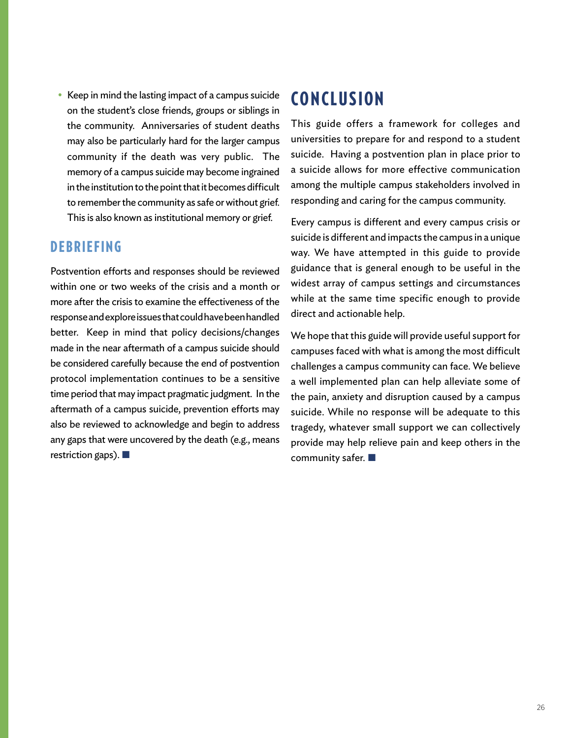- Keep in mind the lasting impact of a campus suicide on the student's close friends, groups or siblings in the community. Anniversaries of student deaths may also be particularly hard for the larger campus community if the death was very public. The memory of a campus suicide may become ingrained in the institution to the point that it becomes difficult to remember the community as safe or without grief. This is also known as institutional memory or grief.

## DEBRIEFING

Postvention efforts and responses should be reviewed within one or two weeks of the crisis and a month or more after the crisis to examine the effectiveness of the response and explore issues that could have been handled better. Keep in mind that policy decisions/changes made in the near aftermath of a campus suicide should be considered carefully because the end of postvention protocol implementation continues to be a sensitive time period that may impact pragmatic judgment. In the aftermath of a campus suicide, prevention efforts may also be reviewed to acknowledge and begin to address any gaps that were uncovered by the death (e.g., means restriction gaps). ■

# CONCLUSION

This guide offers a framework for colleges and universities to prepare for and respond to a student suicide. Having a postvention plan in place prior to a suicide allows for more effective communication among the multiple campus stakeholders involved in responding and caring for the campus community.

Every campus is different and every campus crisis or suicide is different and impacts the campus in a unique way. We have attempted in this guide to provide guidance that is general enough to be useful in the widest array of campus settings and circumstances while at the same time specific enough to provide direct and actionable help.

We hope that this guide will provide useful support for campuses faced with what is among the most difficult challenges a campus community can face. We believe a well implemented plan can help alleviate some of the pain, anxiety and disruption caused by a campus suicide. While no response will be adequate to this tragedy, whatever small support we can collectively provide may help relieve pain and keep others in the community safer. ■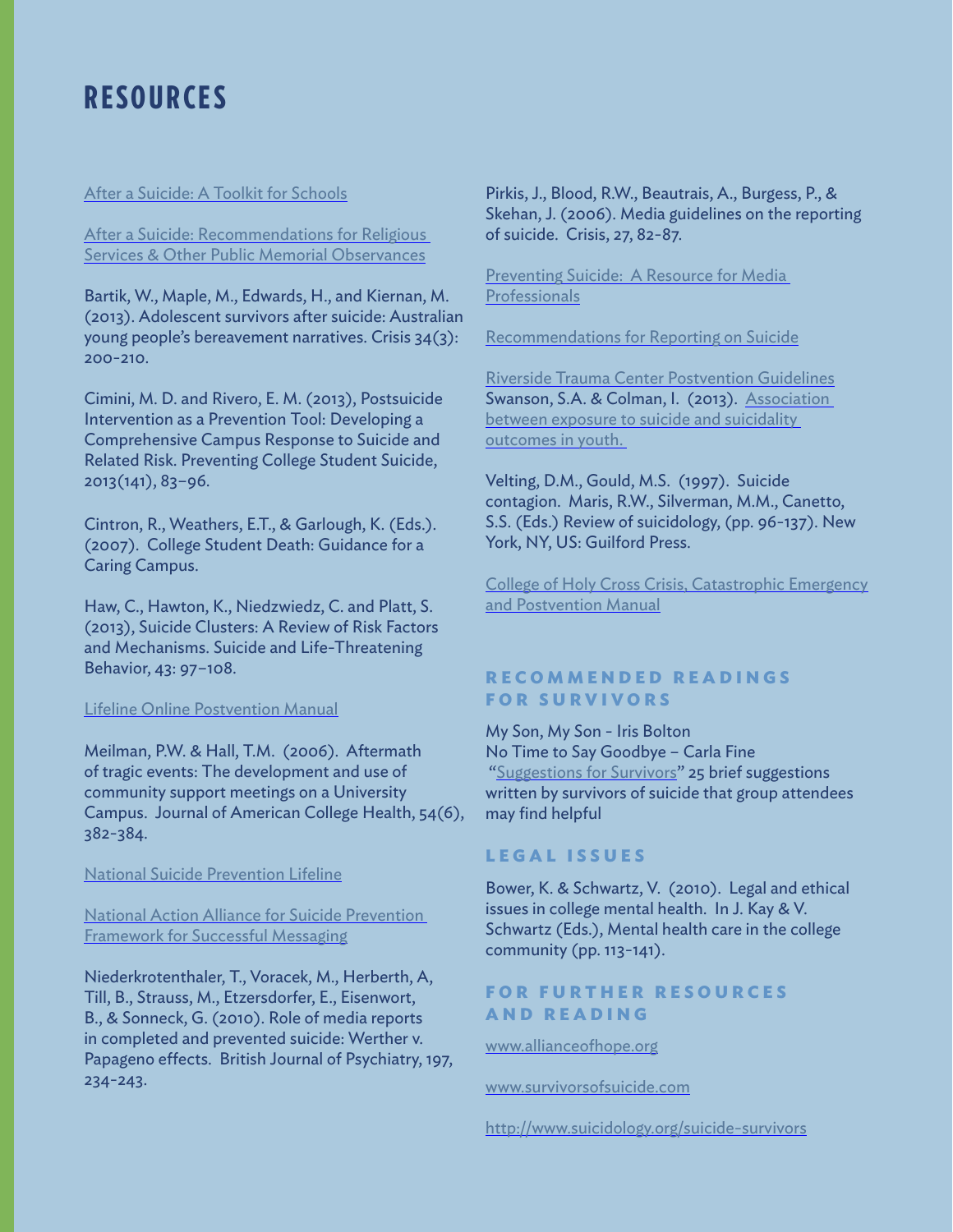# RESOURCES

After a Suicide: A Toolkit for Schools

After a Suicide: Recommendations for Religious Services & Other Public Memorial Observances

Bartik, W., Maple, M., Edwards, H., and Kiernan, M. (2013). Adolescent survivors after suicide: Australian young people's bereavement narratives. Crisis 34(3): 200-210.

Cimini, M. D. and Rivero, E. M. (2013), Postsuicide Intervention as a Prevention Tool: Developing a Comprehensive Campus Response to Suicide and Related Risk. Preventing College Student Suicide, 2013(141), 83–96.

Cintron, R., Weathers, E.T., & Garlough, K. (Eds.). (2007). College Student Death: Guidance for a Caring Campus.

Haw, C., Hawton, K., Niedzwiedz, C. and Platt, S. (2013), Suicide Clusters: A Review of Risk Factors and Mechanisms. Suicide and Life-Threatening Behavior, 43: 97–108.

Lifeline Online Postvention Manual

Meilman, P.W. & Hall, T.M. (2006). Aftermath of tragic events: The development and use of community support meetings on a University Campus. Journal of American College Health, 54(6), 382-384.

National Suicide Prevention Lifeline

National Action Alliance for Suicide Prevention Framework for Successful Messaging

Niederkrotenthaler, T., Voracek, M., Herberth, A, Till, B., Strauss, M., Etzersdorfer, E., Eisenwort, B., & Sonneck, G. (2010). Role of media reports in completed and prevented suicide: Werther v. Papageno effects. British Journal of Psychiatry, 197, 234-243.

Pirkis, J., Blood, R.W., Beautrais, A., Burgess, P., & Skehan, J. (2006). Media guidelines on the reporting of suicide. Crisis, 27, 82-87.

Preventing Suicide: A Resource for Media Professionals

Recommendations for Reporting on Suicide

Riverside Trauma Center Postvention Guidelines

Swanson, S.A. & Colman, I. (2013). Association between exposure to suicide and suicidality outcomes in youth.

Velting, D.M., Gould, M.S. (1997). Suicide contagion. Maris, R.W., Silverman, M.M., Canetto, S.S. (Eds.) Review of suicidology, (pp. 96-137). New York, NY, US: Guilford Press.

College of Holy Cross Crisis, Catastrophic Emergency and Postvention Manual

## RECOMMENDED READINGS FOR SURVIVORS

My Son, My Son - Iris Bolton
No Time to Say Goodbye – Carla Fine
"Suggestions for Survivors" 25 brief suggestions written by survivors of suicide that group attendees may find helpful

## LEGAL ISSUES

Bower, K. & Schwartz, V. (2010). Legal and ethical issues in college mental health. In J. Kay & V. Schwartz (Eds.), Mental health care in the college community (pp. 113-141).

## FOR FURTHER RESOURCES AND READING

www.allianceofhope.org

www.survivorsofsuicide.com

http://www.suicidology.org/suicide-survivors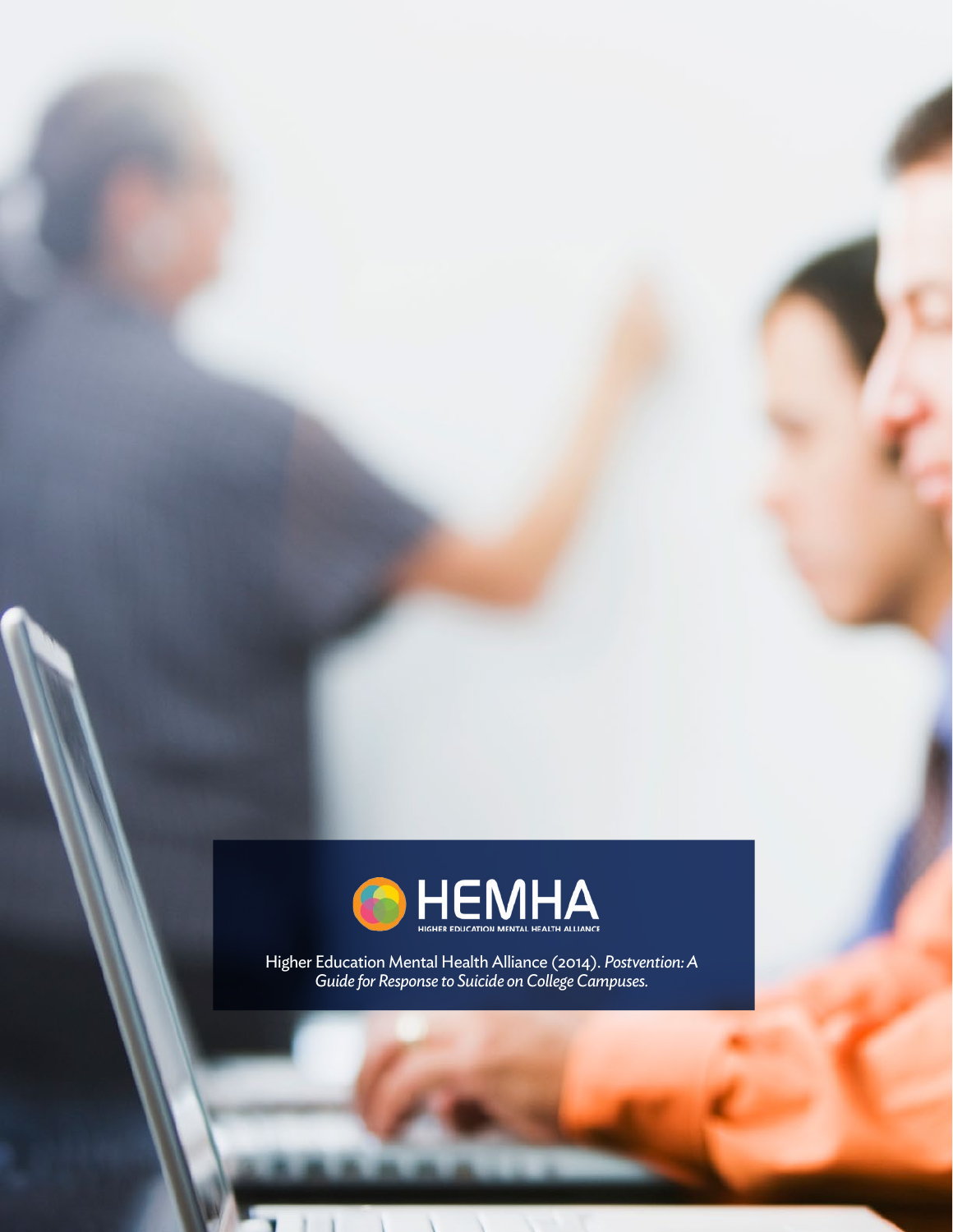HEMHA

HIGHER EDUCATION MENTAL HEALTH ALLIANCE

Higher Education Mental Health Alliance (2014). *Postvention: A Guide for Response to Suicide on College Campuses.*